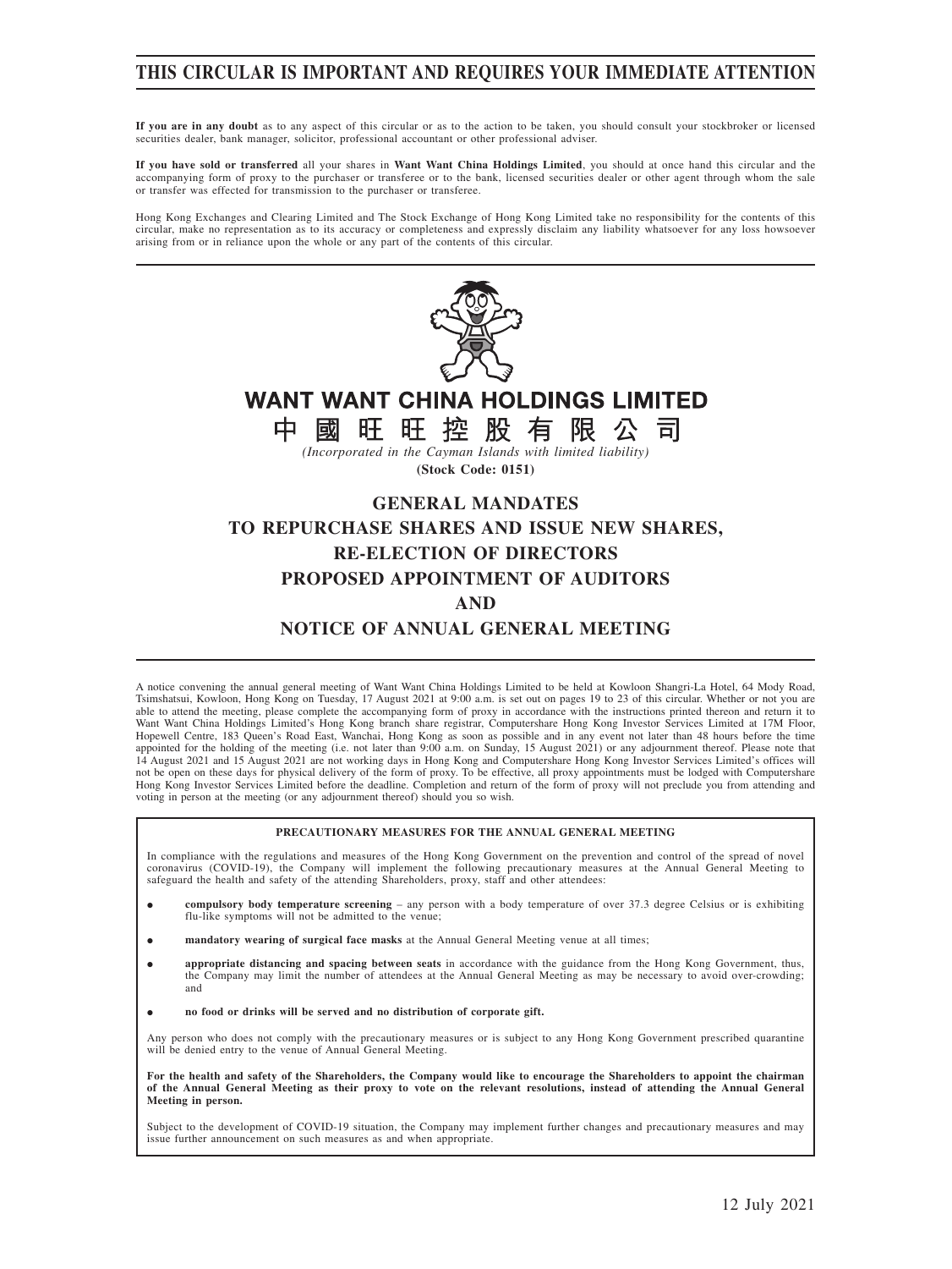# THIS CIRCULAR IS IMPORTANT AND REQUIRES YOUR IMMEDIATE ATTENTION

**If you are in any doubt** as to any aspect of this circular or as to the action to be taken, you should consult your stockbroker or licensed securities dealer, bank manager, solicitor, professional accountant or other professional adviser.

**If you have sold or transferred** all your shares in **Want Want China Holdings Limited**, you should at once hand this circular and the accompanying form of proxy to the purchaser or transferee or to the bank, licensed securities dealer or other agent through whom the sale or transfer was effected for transmission to the purchaser or transferee.

Hong Kong Exchanges and Clearing Limited and The Stock Exchange of Hong Kong Limited take no responsibility for the contents of this circular, make no representation as to its accuracy or completeness and expressly disclaim any liability whatsoever for any loss howsoever arising from or in reliance upon the whole or any part of the contents of this circular.

**WANT WANT CHINA HOLDINGS LIMITED**

**中國旺旺控股有限公司**

*(Incorporated in the Cayman Islands with limited liability)*

**(Stock Code: 0151)**

## GENERAL MANDATES TO REPURCHASE SHARES AND ISSUE NEW SHARES, RE-ELECTION OF DIRECTORS PROPOSED APPOINTMENT OF AUDITORS AND NOTICE OF ANNUAL GENERAL MEETING

A notice convening the annual general meeting of Want Want China Holdings Limited to be held at Kowloon Shangri-La Hotel, 64 Mody Road, Tsimshatsui, Kowloon, Hong Kong on Tuesday, 17 August 2021 at 9:00 a.m. is set out on pages 19 to 23 of this circular. Whether or not you are able to attend the meeting, please complete the accompanying form of proxy in accordance with the instructions printed thereon and return it to Want Want China Holdings Limited's Hong Kong branch share registrar, Computershare Hong Kong Investor Services Limited at 17M Floor, Hopewell Centre, 183 Queen's Road East, Wanchai, Hong Kong as soon as possible and in any event not later than 48 hours before the time appointed for the holding of the meeting (i.e. not later than 9:00 a.m. on Sunday, 15 August 2021) or any adjournment thereof. Please note that 14 August 2021 and 15 August 2021 are not working days in Hong Kong and Computershare Hong Kong Investor Services Limited's offices will not be open on these days for physical delivery of the form of proxy. To be effective, all proxy appointments must be lodged with Computershare Hong Kong Investor Services Limited before the deadline. Completion and return of the form of proxy will not preclude you from attending and voting in person at the meeting (or any adjournment thereof) should you so wish.

**PRECAUTIONARY MEASURES FOR THE ANNUAL GENERAL MEETING**

In compliance with the regulations and measures of the Hong Kong Government on the prevention and control of the spread of novel coronavirus (COVID-19), the Company will implement the following precautionary measures at the Annual General Meeting to safeguard the health and safety of the attending Shareholders, proxy, staff and other attendees:

- **compulsory body temperature screening** – any person with a body temperature of over 37.3 degree Celsius or is exhibiting flu-like symptoms will not be admitted to the venue;
- **mandatory wearing of surgical face masks** at the Annual General Meeting venue at all times;
- **appropriate distancing and spacing between seats** in accordance with the guidance from the Hong Kong Government, thus, the Company may limit the number of attendees at the Annual General Meeting as may be necessary to avoid over-crowding; and
- **no food or drinks will be served and no distribution of corporate gift.**

Any person who does not comply with the precautionary measures or is subject to any Hong Kong Government prescribed quarantine will be denied entry to the venue of Annual General Meeting.

**For the health and safety of the Shareholders, the Company would like to encourage the Shareholders to appoint the chairman of the Annual General Meeting as their proxy to vote on the relevant resolutions, instead of attending the Annual General Meeting in person.**

Subject to the development of COVID-19 situation, the Company may implement further changes and precautionary measures and may issue further announcement on such measures as and when appropriate.

12 July 2021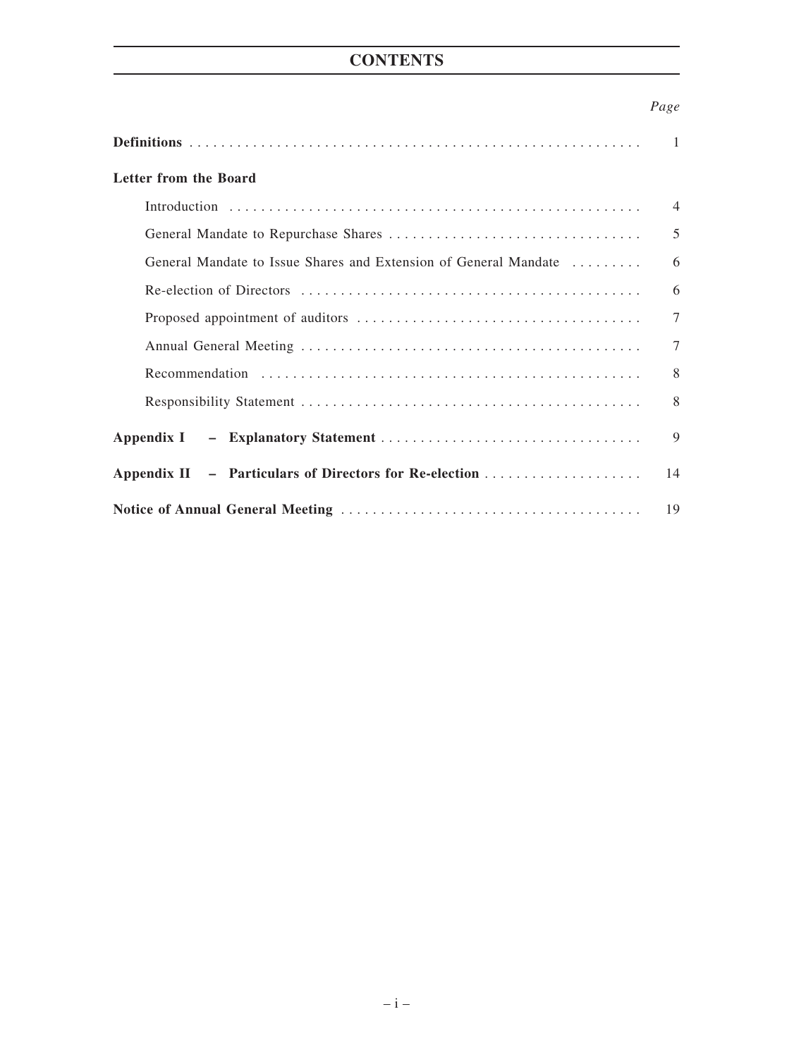# CONTENTS

| | *Page* |
|---|---|
| **Definitions** | 1 |
| **Letter from the Board** | |
| Introduction | 4 |
| General Mandate to Repurchase Shares | 5 |
| General Mandate to Issue Shares and Extension of General Mandate | 6 |
| Re-election of Directors | 6 |
| Proposed appointment of auditors | 7 |
| Annual General Meeting | 7 |
| Recommendation | 8 |
| Responsibility Statement | 8 |
| **Appendix I – Explanatory Statement** | 9 |
| **Appendix II – Particulars of Directors for Re-election** | 14 |
| **Notice of Annual General Meeting** | 19 |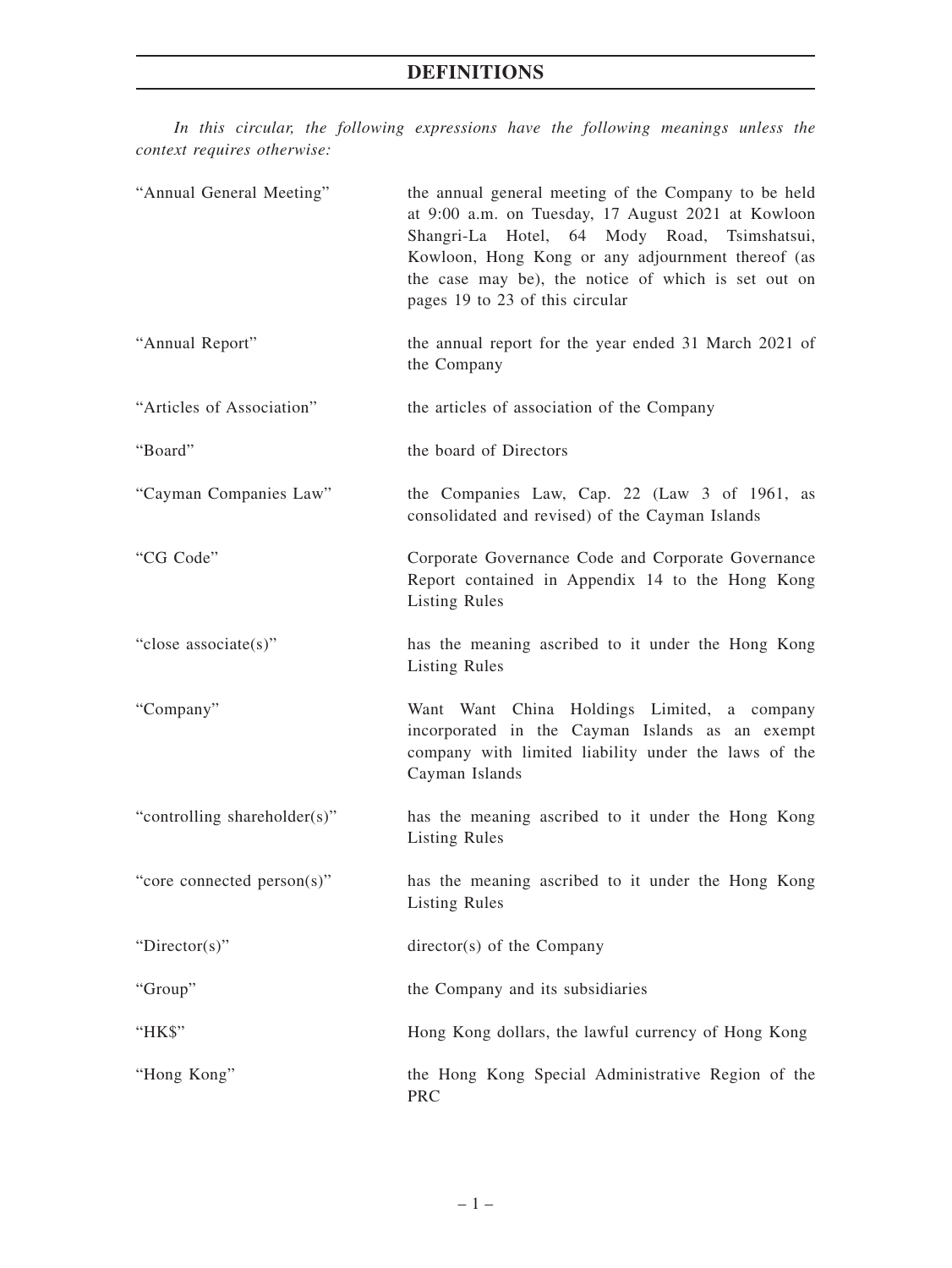# DEFINITIONS

*In this circular, the following expressions have the following meanings unless the context requires otherwise:*

| | |
|---|---|
| "Annual General Meeting" | the annual general meeting of the Company to be held at 9:00 a.m. on Tuesday, 17 August 2021 at Kowloon Shangri-La Hotel, 64 Mody Road, Tsimshatsui, Kowloon, Hong Kong or any adjournment thereof (as the case may be), the notice of which is set out on pages 19 to 23 of this circular |
| "Annual Report" | the annual report for the year ended 31 March 2021 of the Company |
| "Articles of Association" | the articles of association of the Company |
| "Board" | the board of Directors |
| "Cayman Companies Law" | the Companies Law, Cap. 22 (Law 3 of 1961, as consolidated and revised) of the Cayman Islands |
| "CG Code" | Corporate Governance Code and Corporate Governance Report contained in Appendix 14 to the Hong Kong Listing Rules |
| "close associate(s)" | has the meaning ascribed to it under the Hong Kong Listing Rules |
| "Company" | Want Want China Holdings Limited, a company incorporated in the Cayman Islands as an exempt company with limited liability under the laws of the Cayman Islands |
| "controlling shareholder(s)" | has the meaning ascribed to it under the Hong Kong Listing Rules |
| "core connected person(s)" | has the meaning ascribed to it under the Hong Kong Listing Rules |
| "Director(s)" | director(s) of the Company |
| "Group" | the Company and its subsidiaries |
| "HK$" | Hong Kong dollars, the lawful currency of Hong Kong |
| "Hong Kong" | the Hong Kong Special Administrative Region of the PRC |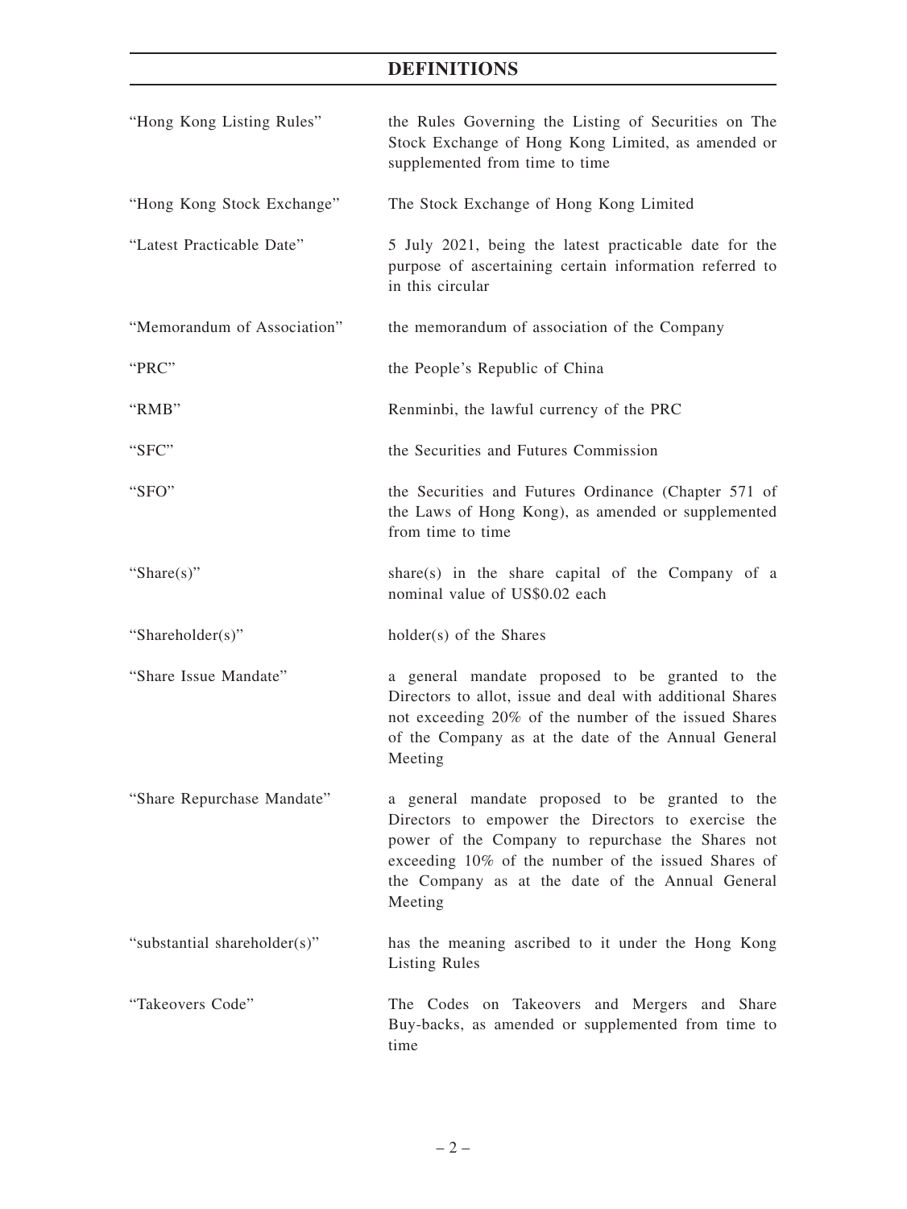# DEFINITIONS

| | |
|---|---|
| "Hong Kong Listing Rules" | the Rules Governing the Listing of Securities on The Stock Exchange of Hong Kong Limited, as amended or supplemented from time to time |
| "Hong Kong Stock Exchange" | The Stock Exchange of Hong Kong Limited |
| "Latest Practicable Date" | 5 July 2021, being the latest practicable date for the purpose of ascertaining certain information referred to in this circular |
| "Memorandum of Association" | the memorandum of association of the Company |
| "PRC" | the People's Republic of China |
| "RMB" | Renminbi, the lawful currency of the PRC |
| "SFC" | the Securities and Futures Commission |
| "SFO" | the Securities and Futures Ordinance (Chapter 571 of the Laws of Hong Kong), as amended or supplemented from time to time |
| "Share(s)" | share(s) in the share capital of the Company of a nominal value of US$0.02 each |
| "Shareholder(s)" | holder(s) of the Shares |
| "Share Issue Mandate" | a general mandate proposed to be granted to the Directors to allot, issue and deal with additional Shares not exceeding 20% of the number of the issued Shares of the Company as at the date of the Annual General Meeting |
| "Share Repurchase Mandate" | a general mandate proposed to be granted to the Directors to empower the Directors to exercise the power of the Company to repurchase the Shares not exceeding 10% of the number of the issued Shares of the Company as at the date of the Annual General Meeting |
| "substantial shareholder(s)" | has the meaning ascribed to it under the Hong Kong Listing Rules |
| "Takeovers Code" | The Codes on Takeovers and Mergers and Share Buy-backs, as amended or supplemented from time to time |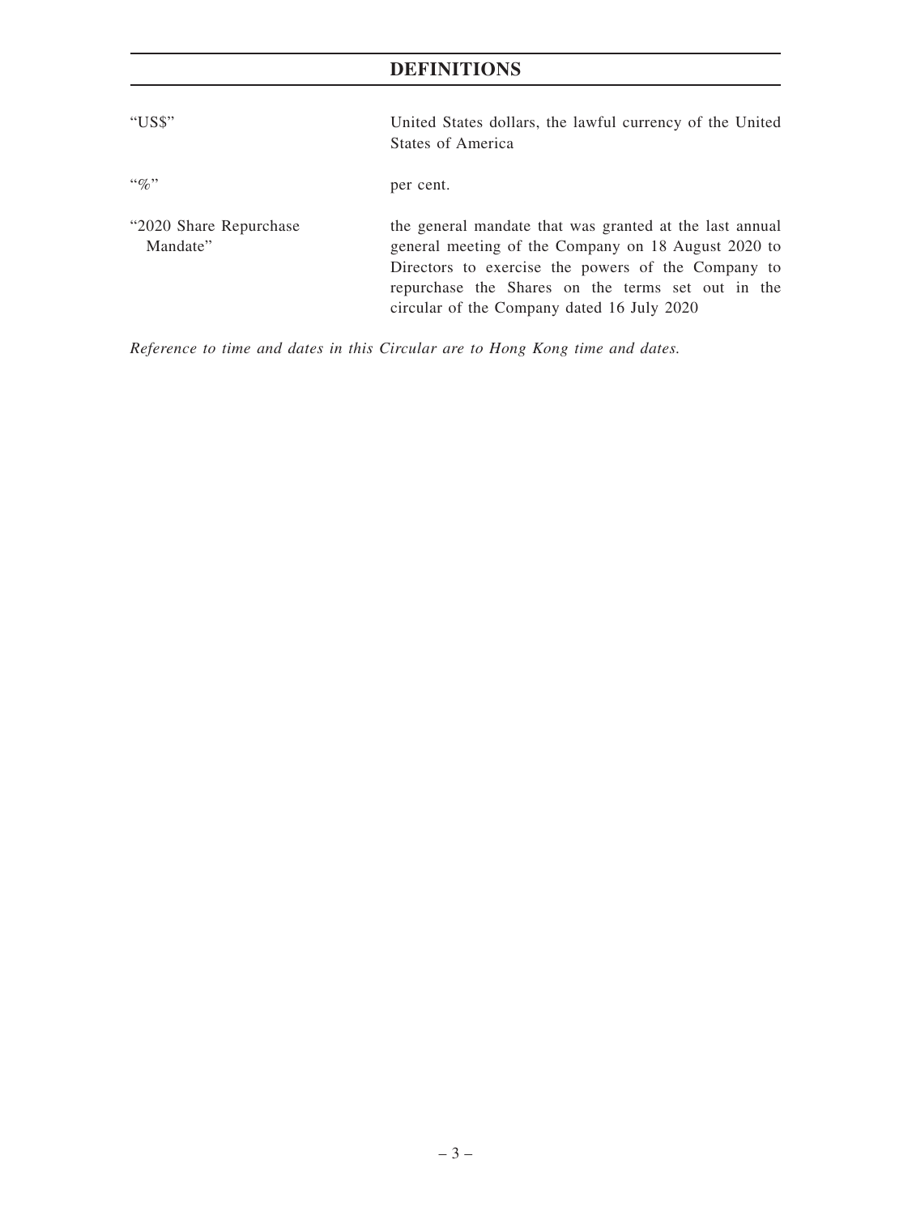## DEFINITIONS

| | |
|---|---|
| "US$" | United States dollars, the lawful currency of the United States of America |
| "%" | per cent. |
| "2020 Share Repurchase Mandate" | the general mandate that was granted at the last annual general meeting of the Company on 18 August 2020 to Directors to exercise the powers of the Company to repurchase the Shares on the terms set out in the circular of the Company dated 16 July 2020 |

*Reference to time and dates in this Circular are to Hong Kong time and dates.*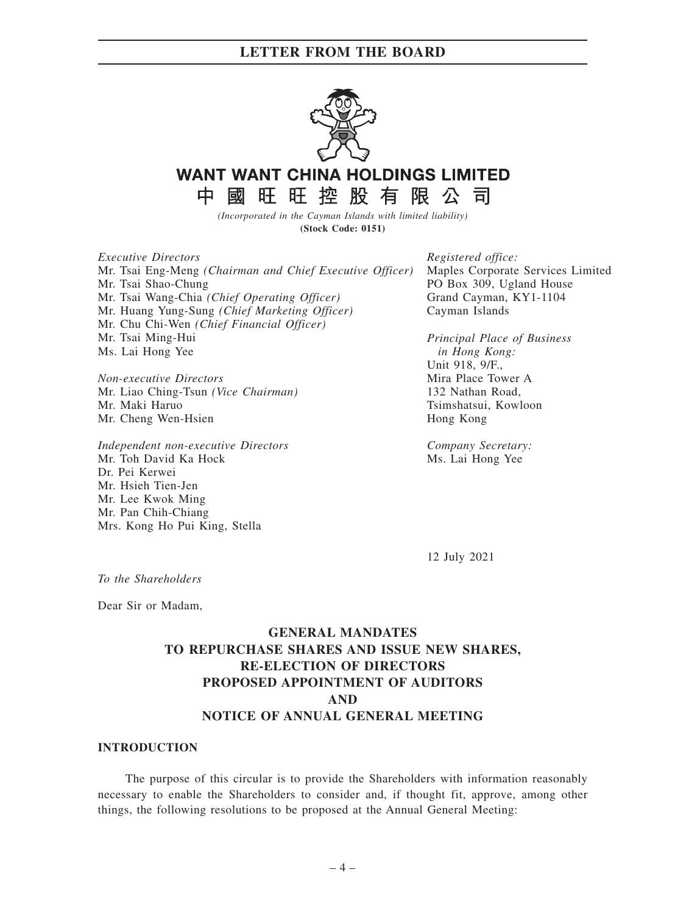# WANT WANT CHINA HOLDINGS LIMITED

# 中國旺旺控股有限公司

*(Incorporated in the Cayman Islands with limited liability)*

**(Stock Code: 0151)**

*Executive Directors*
Mr. Tsai Eng-Meng *(Chairman and Chief Executive Officer)*
Mr. Tsai Shao-Chung
Mr. Tsai Wang-Chia *(Chief Operating Officer)*
Mr. Huang Yung-Sung *(Chief Marketing Officer)*
Mr. Chu Chi-Wen *(Chief Financial Officer)*
Mr. Tsai Ming-Hui
Ms. Lai Hong Yee

*Non-executive Directors*
Mr. Liao Ching-Tsun *(Vice Chairman)*
Mr. Maki Haruo
Mr. Cheng Wen-Hsien

*Independent non-executive Directors*
Mr. Toh David Ka Hock
Dr. Pei Kerwei
Mr. Hsieh Tien-Jen
Mr. Lee Kwok Ming
Mr. Pan Chih-Chiang
Mrs. Kong Ho Pui King, Stella

*Registered office:*
Maples Corporate Services Limited
PO Box 309, Ugland House
Grand Cayman, KY1-1104
Cayman Islands

*Principal Place of Business in Hong Kong:*
Unit 918, 9/F.,
Mira Place Tower A
132 Nathan Road,
Tsimshatsui, Kowloon
Hong Kong

*Company Secretary:*
Ms. Lai Hong Yee

12 July 2021

*To the Shareholders*

Dear Sir or Madam,

## GENERAL MANDATES TO REPURCHASE SHARES AND ISSUE NEW SHARES, RE-ELECTION OF DIRECTORS PROPOSED APPOINTMENT OF AUDITORS AND NOTICE OF ANNUAL GENERAL MEETING

### INTRODUCTION

The purpose of this circular is to provide the Shareholders with information reasonably necessary to enable the Shareholders to consider and, if thought fit, approve, among other things, the following resolutions to be proposed at the Annual General Meeting: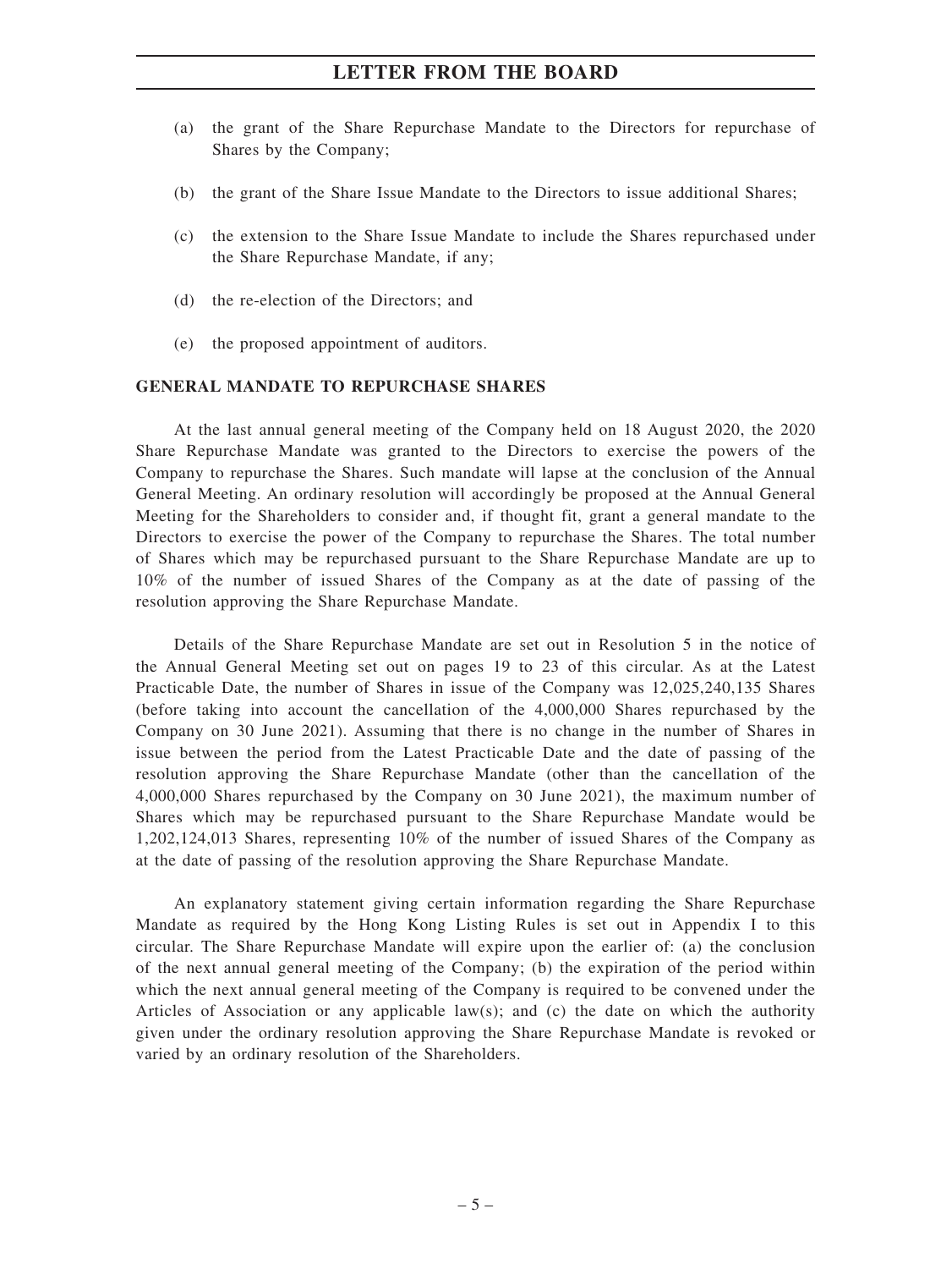(a) the grant of the Share Repurchase Mandate to the Directors for repurchase of Shares by the Company;

(b) the grant of the Share Issue Mandate to the Directors to issue additional Shares;

(c) the extension to the Share Issue Mandate to include the Shares repurchased under the Share Repurchase Mandate, if any;

(d) the re-election of the Directors; and

(e) the proposed appointment of auditors.

## GENERAL MANDATE TO REPURCHASE SHARES

At the last annual general meeting of the Company held on 18 August 2020, the 2020 Share Repurchase Mandate was granted to the Directors to exercise the powers of the Company to repurchase the Shares. Such mandate will lapse at the conclusion of the Annual General Meeting. An ordinary resolution will accordingly be proposed at the Annual General Meeting for the Shareholders to consider and, if thought fit, grant a general mandate to the Directors to exercise the power of the Company to repurchase the Shares. The total number of Shares which may be repurchased pursuant to the Share Repurchase Mandate are up to 10% of the number of issued Shares of the Company as at the date of passing of the resolution approving the Share Repurchase Mandate.

Details of the Share Repurchase Mandate are set out in Resolution 5 in the notice of the Annual General Meeting set out on pages 19 to 23 of this circular. As at the Latest Practicable Date, the number of Shares in issue of the Company was 12,025,240,135 Shares (before taking into account the cancellation of the 4,000,000 Shares repurchased by the Company on 30 June 2021). Assuming that there is no change in the number of Shares in issue between the period from the Latest Practicable Date and the date of passing of the resolution approving the Share Repurchase Mandate (other than the cancellation of the 4,000,000 Shares repurchased by the Company on 30 June 2021), the maximum number of Shares which may be repurchased pursuant to the Share Repurchase Mandate would be 1,202,124,013 Shares, representing 10% of the number of issued Shares of the Company as at the date of passing of the resolution approving the Share Repurchase Mandate.

An explanatory statement giving certain information regarding the Share Repurchase Mandate as required by the Hong Kong Listing Rules is set out in Appendix I to this circular. The Share Repurchase Mandate will expire upon the earlier of: (a) the conclusion of the next annual general meeting of the Company; (b) the expiration of the period within which the next annual general meeting of the Company is required to be convened under the Articles of Association or any applicable law(s); and (c) the date on which the authority given under the ordinary resolution approving the Share Repurchase Mandate is revoked or varied by an ordinary resolution of the Shareholders.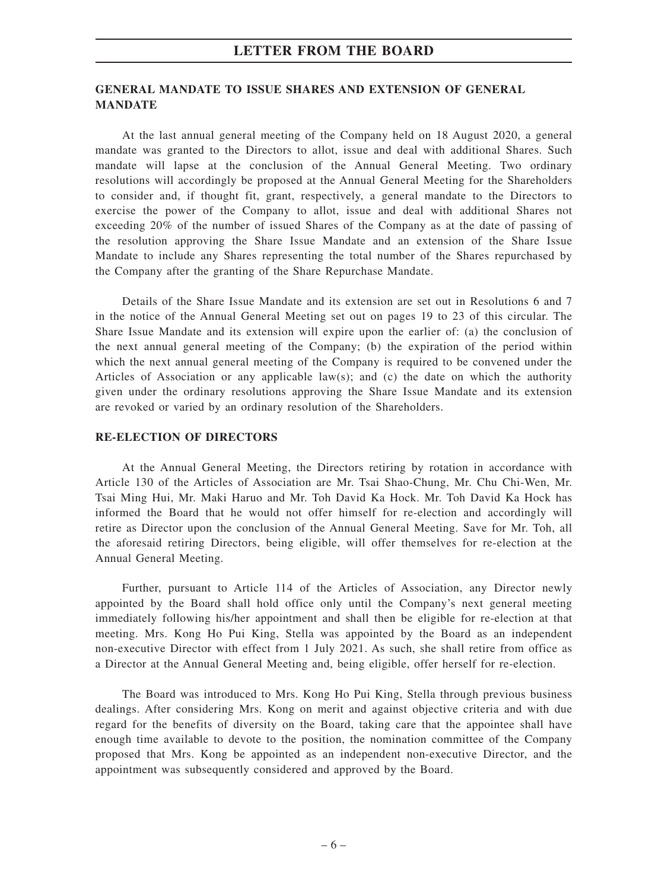## GENERAL MANDATE TO ISSUE SHARES AND EXTENSION OF GENERAL MANDATE

At the last annual general meeting of the Company held on 18 August 2020, a general mandate was granted to the Directors to allot, issue and deal with additional Shares. Such mandate will lapse at the conclusion of the Annual General Meeting. Two ordinary resolutions will accordingly be proposed at the Annual General Meeting for the Shareholders to consider and, if thought fit, grant, respectively, a general mandate to the Directors to exercise the power of the Company to allot, issue and deal with additional Shares not exceeding 20% of the number of issued Shares of the Company as at the date of passing of the resolution approving the Share Issue Mandate and an extension of the Share Issue Mandate to include any Shares representing the total number of the Shares repurchased by the Company after the granting of the Share Repurchase Mandate.

Details of the Share Issue Mandate and its extension are set out in Resolutions 6 and 7 in the notice of the Annual General Meeting set out on pages 19 to 23 of this circular. The Share Issue Mandate and its extension will expire upon the earlier of: (a) the conclusion of the next annual general meeting of the Company; (b) the expiration of the period within which the next annual general meeting of the Company is required to be convened under the Articles of Association or any applicable law(s); and (c) the date on which the authority given under the ordinary resolutions approving the Share Issue Mandate and its extension are revoked or varied by an ordinary resolution of the Shareholders.

## RE-ELECTION OF DIRECTORS

At the Annual General Meeting, the Directors retiring by rotation in accordance with Article 130 of the Articles of Association are Mr. Tsai Shao-Chung, Mr. Chu Chi-Wen, Mr. Tsai Ming Hui, Mr. Maki Haruo and Mr. Toh David Ka Hock. Mr. Toh David Ka Hock has informed the Board that he would not offer himself for re-election and accordingly will retire as Director upon the conclusion of the Annual General Meeting. Save for Mr. Toh, all the aforesaid retiring Directors, being eligible, will offer themselves for re-election at the Annual General Meeting.

Further, pursuant to Article 114 of the Articles of Association, any Director newly appointed by the Board shall hold office only until the Company's next general meeting immediately following his/her appointment and shall then be eligible for re-election at that meeting. Mrs. Kong Ho Pui King, Stella was appointed by the Board as an independent non-executive Director with effect from 1 July 2021. As such, she shall retire from office as a Director at the Annual General Meeting and, being eligible, offer herself for re-election.

The Board was introduced to Mrs. Kong Ho Pui King, Stella through previous business dealings. After considering Mrs. Kong on merit and against objective criteria and with due regard for the benefits of diversity on the Board, taking care that the appointee shall have enough time available to devote to the position, the nomination committee of the Company proposed that Mrs. Kong be appointed as an independent non-executive Director, and the appointment was subsequently considered and approved by the Board.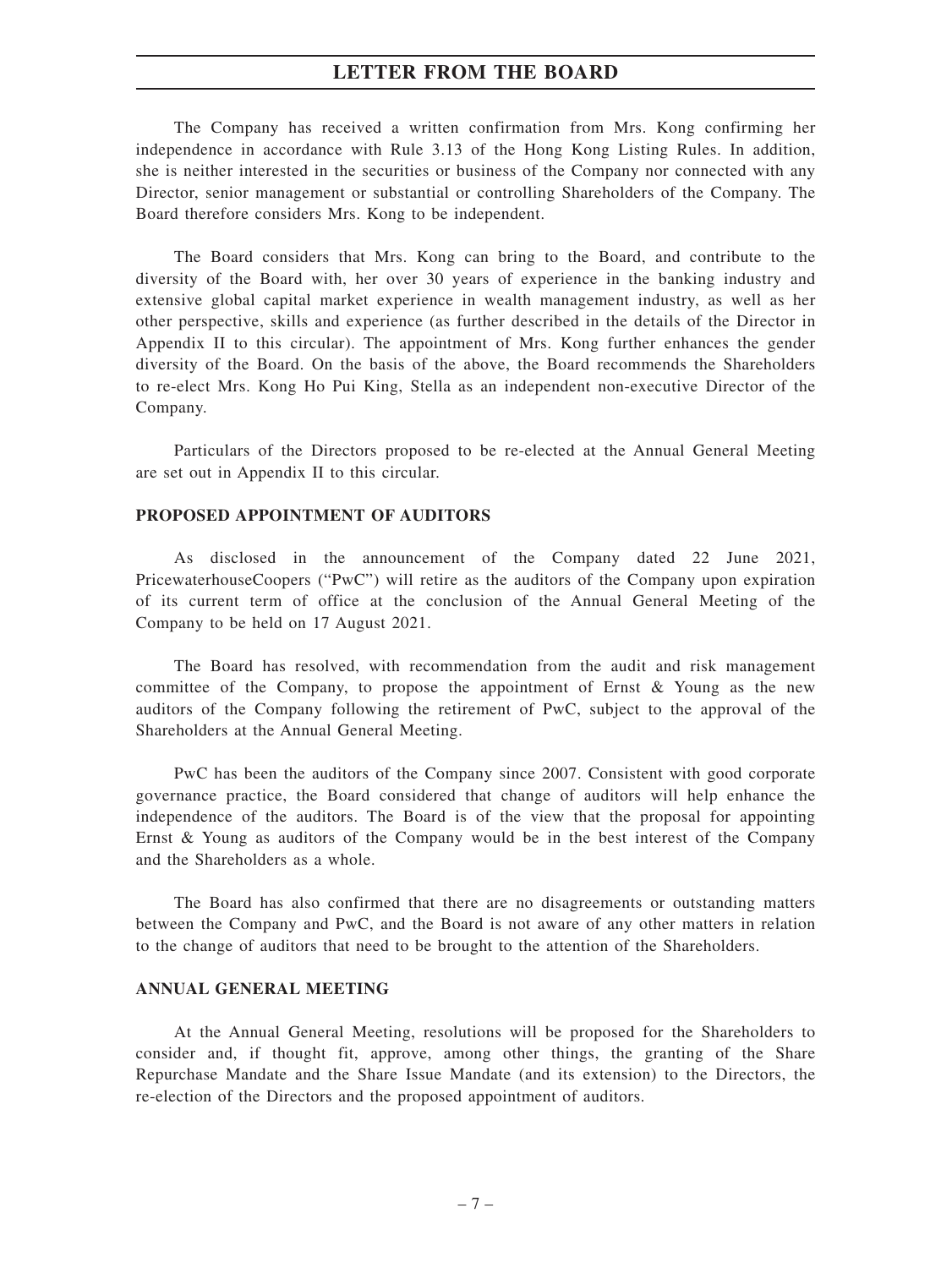The Company has received a written confirmation from Mrs. Kong confirming her independence in accordance with Rule 3.13 of the Hong Kong Listing Rules. In addition, she is neither interested in the securities or business of the Company nor connected with any Director, senior management or substantial or controlling Shareholders of the Company. The Board therefore considers Mrs. Kong to be independent.

The Board considers that Mrs. Kong can bring to the Board, and contribute to the diversity of the Board with, her over 30 years of experience in the banking industry and extensive global capital market experience in wealth management industry, as well as her other perspective, skills and experience (as further described in the details of the Director in Appendix II to this circular). The appointment of Mrs. Kong further enhances the gender diversity of the Board. On the basis of the above, the Board recommends the Shareholders to re-elect Mrs. Kong Ho Pui King, Stella as an independent non-executive Director of the Company.

Particulars of the Directors proposed to be re-elected at the Annual General Meeting are set out in Appendix II to this circular.

## PROPOSED APPOINTMENT OF AUDITORS

As disclosed in the announcement of the Company dated 22 June 2021, PricewaterhouseCoopers ("PwC") will retire as the auditors of the Company upon expiration of its current term of office at the conclusion of the Annual General Meeting of the Company to be held on 17 August 2021.

The Board has resolved, with recommendation from the audit and risk management committee of the Company, to propose the appointment of Ernst & Young as the new auditors of the Company following the retirement of PwC, subject to the approval of the Shareholders at the Annual General Meeting.

PwC has been the auditors of the Company since 2007. Consistent with good corporate governance practice, the Board considered that change of auditors will help enhance the independence of the auditors. The Board is of the view that the proposal for appointing Ernst & Young as auditors of the Company would be in the best interest of the Company and the Shareholders as a whole.

The Board has also confirmed that there are no disagreements or outstanding matters between the Company and PwC, and the Board is not aware of any other matters in relation to the change of auditors that need to be brought to the attention of the Shareholders.

## ANNUAL GENERAL MEETING

At the Annual General Meeting, resolutions will be proposed for the Shareholders to consider and, if thought fit, approve, among other things, the granting of the Share Repurchase Mandate and the Share Issue Mandate (and its extension) to the Directors, the re-election of the Directors and the proposed appointment of auditors.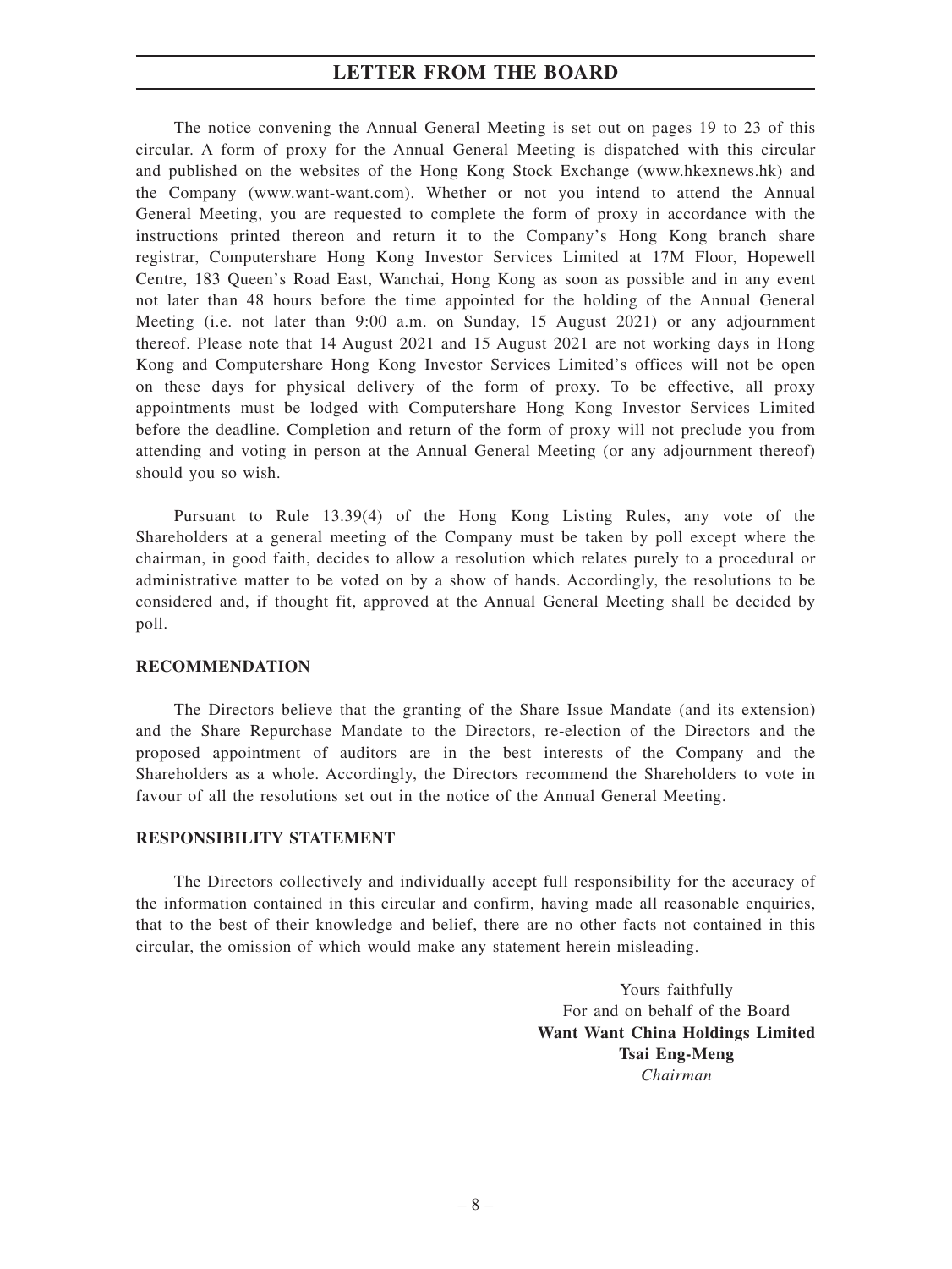The notice convening the Annual General Meeting is set out on pages 19 to 23 of this circular. A form of proxy for the Annual General Meeting is dispatched with this circular and published on the websites of the Hong Kong Stock Exchange (www.hkexnews.hk) and the Company (www.want-want.com). Whether or not you intend to attend the Annual General Meeting, you are requested to complete the form of proxy in accordance with the instructions printed thereon and return it to the Company's Hong Kong branch share registrar, Computershare Hong Kong Investor Services Limited at 17M Floor, Hopewell Centre, 183 Queen's Road East, Wanchai, Hong Kong as soon as possible and in any event not later than 48 hours before the time appointed for the holding of the Annual General Meeting (i.e. not later than 9:00 a.m. on Sunday, 15 August 2021) or any adjournment thereof. Please note that 14 August 2021 and 15 August 2021 are not working days in Hong Kong and Computershare Hong Kong Investor Services Limited's offices will not be open on these days for physical delivery of the form of proxy. To be effective, all proxy appointments must be lodged with Computershare Hong Kong Investor Services Limited before the deadline. Completion and return of the form of proxy will not preclude you from attending and voting in person at the Annual General Meeting (or any adjournment thereof) should you so wish.

Pursuant to Rule 13.39(4) of the Hong Kong Listing Rules, any vote of the Shareholders at a general meeting of the Company must be taken by poll except where the chairman, in good faith, decides to allow a resolution which relates purely to a procedural or administrative matter to be voted on by a show of hands. Accordingly, the resolutions to be considered and, if thought fit, approved at the Annual General Meeting shall be decided by poll.

**RECOMMENDATION**

The Directors believe that the granting of the Share Issue Mandate (and its extension) and the Share Repurchase Mandate to the Directors, re-election of the Directors and the proposed appointment of auditors are in the best interests of the Company and the Shareholders as a whole. Accordingly, the Directors recommend the Shareholders to vote in favour of all the resolutions set out in the notice of the Annual General Meeting.

**RESPONSIBILITY STATEMENT**

The Directors collectively and individually accept full responsibility for the accuracy of the information contained in this circular and confirm, having made all reasonable enquiries, that to the best of their knowledge and belief, there are no other facts not contained in this circular, the omission of which would make any statement herein misleading.

Yours faithfully
For and on behalf of the Board
**Want Want China Holdings Limited**
**Tsai Eng-Meng**
*Chairman*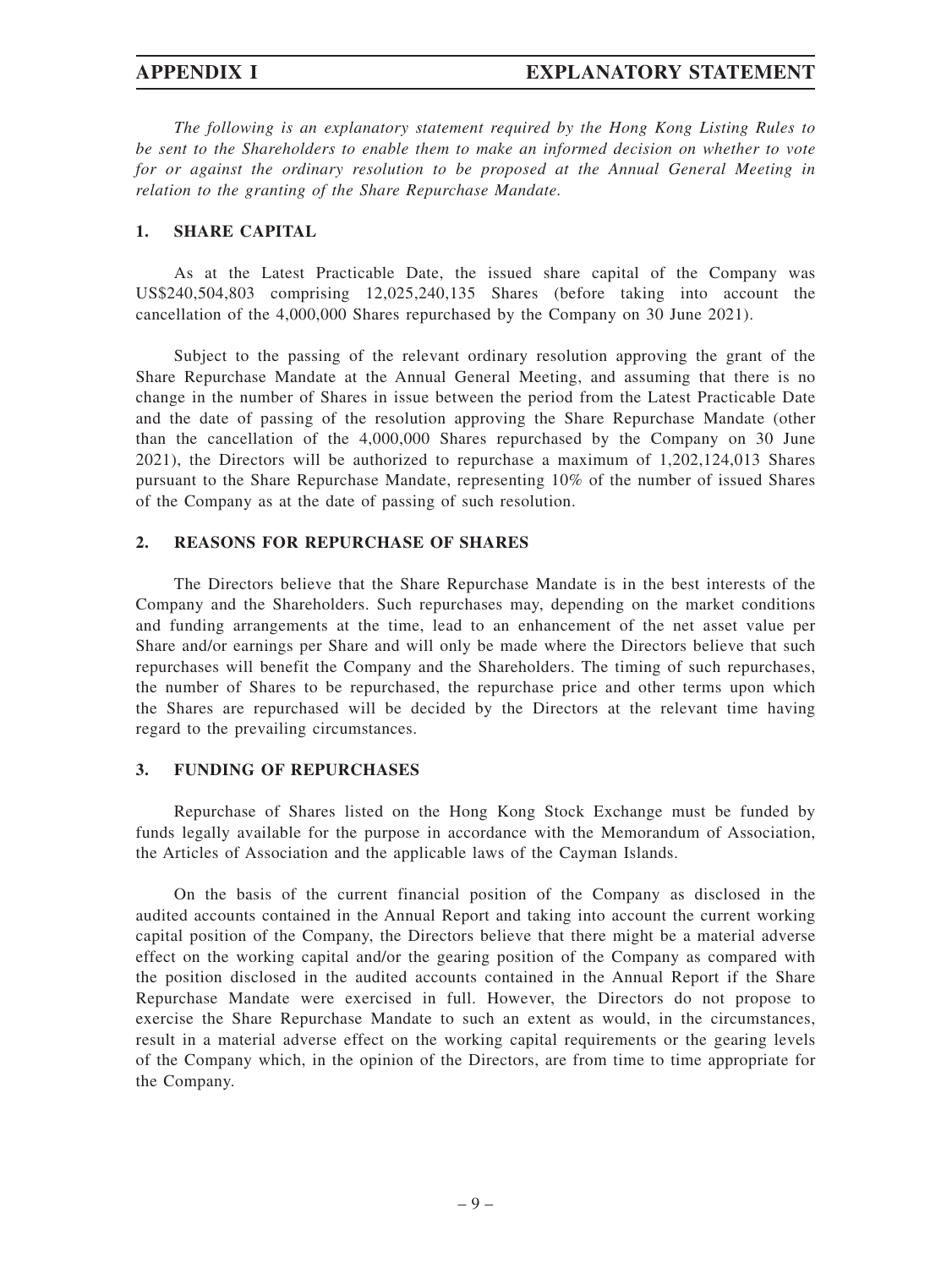# APPENDIX I EXPLANATORY STATEMENT

*The following is an explanatory statement required by the Hong Kong Listing Rules to be sent to the Shareholders to enable them to make an informed decision on whether to vote for or against the ordinary resolution to be proposed at the Annual General Meeting in relation to the granting of the Share Repurchase Mandate.*

## 1. SHARE CAPITAL

As at the Latest Practicable Date, the issued share capital of the Company was US$240,504,803 comprising 12,025,240,135 Shares (before taking into account the cancellation of the 4,000,000 Shares repurchased by the Company on 30 June 2021).

Subject to the passing of the relevant ordinary resolution approving the grant of the Share Repurchase Mandate at the Annual General Meeting, and assuming that there is no change in the number of Shares in issue between the period from the Latest Practicable Date and the date of passing of the resolution approving the Share Repurchase Mandate (other than the cancellation of the 4,000,000 Shares repurchased by the Company on 30 June 2021), the Directors will be authorized to repurchase a maximum of 1,202,124,013 Shares pursuant to the Share Repurchase Mandate, representing 10% of the number of issued Shares of the Company as at the date of passing of such resolution.

## 2. REASONS FOR REPURCHASE OF SHARES

The Directors believe that the Share Repurchase Mandate is in the best interests of the Company and the Shareholders. Such repurchases may, depending on the market conditions and funding arrangements at the time, lead to an enhancement of the net asset value per Share and/or earnings per Share and will only be made where the Directors believe that such repurchases will benefit the Company and the Shareholders. The timing of such repurchases, the number of Shares to be repurchased, the repurchase price and other terms upon which the Shares are repurchased will be decided by the Directors at the relevant time having regard to the prevailing circumstances.

## 3. FUNDING OF REPURCHASES

Repurchase of Shares listed on the Hong Kong Stock Exchange must be funded by funds legally available for the purpose in accordance with the Memorandum of Association, the Articles of Association and the applicable laws of the Cayman Islands.

On the basis of the current financial position of the Company as disclosed in the audited accounts contained in the Annual Report and taking into account the current working capital position of the Company, the Directors believe that there might be a material adverse effect on the working capital and/or the gearing position of the Company as compared with the position disclosed in the audited accounts contained in the Annual Report if the Share Repurchase Mandate were exercised in full. However, the Directors do not propose to exercise the Share Repurchase Mandate to such an extent as would, in the circumstances, result in a material adverse effect on the working capital requirements or the gearing levels of the Company which, in the opinion of the Directors, are from time to time appropriate for the Company.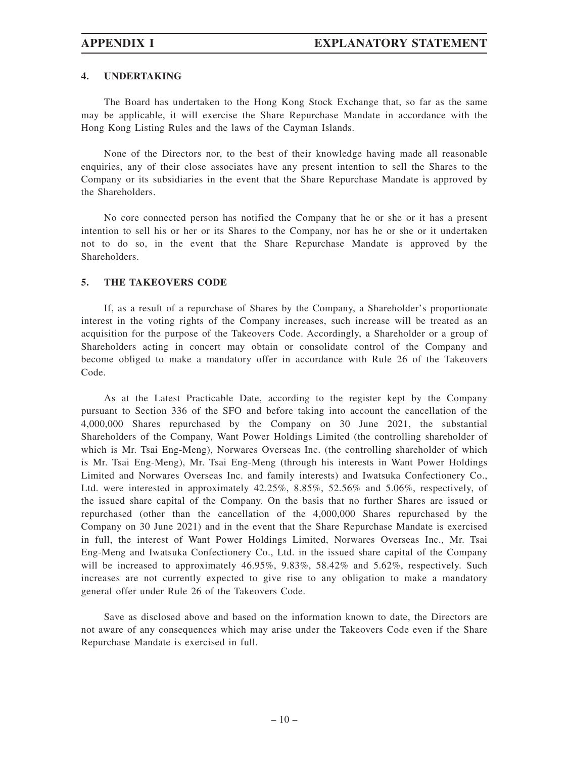## 4. UNDERTAKING

The Board has undertaken to the Hong Kong Stock Exchange that, so far as the same may be applicable, it will exercise the Share Repurchase Mandate in accordance with the Hong Kong Listing Rules and the laws of the Cayman Islands.

None of the Directors nor, to the best of their knowledge having made all reasonable enquiries, any of their close associates have any present intention to sell the Shares to the Company or its subsidiaries in the event that the Share Repurchase Mandate is approved by the Shareholders.

No core connected person has notified the Company that he or she or it has a present intention to sell his or her or its Shares to the Company, nor has he or she or it undertaken not to do so, in the event that the Share Repurchase Mandate is approved by the Shareholders.

## 5. THE TAKEOVERS CODE

If, as a result of a repurchase of Shares by the Company, a Shareholder's proportionate interest in the voting rights of the Company increases, such increase will be treated as an acquisition for the purpose of the Takeovers Code. Accordingly, a Shareholder or a group of Shareholders acting in concert may obtain or consolidate control of the Company and become obliged to make a mandatory offer in accordance with Rule 26 of the Takeovers Code.

As at the Latest Practicable Date, according to the register kept by the Company pursuant to Section 336 of the SFO and before taking into account the cancellation of the 4,000,000 Shares repurchased by the Company on 30 June 2021, the substantial Shareholders of the Company, Want Power Holdings Limited (the controlling shareholder of which is Mr. Tsai Eng-Meng), Norwares Overseas Inc. (the controlling shareholder of which is Mr. Tsai Eng-Meng), Mr. Tsai Eng-Meng (through his interests in Want Power Holdings Limited and Norwares Overseas Inc. and family interests) and Iwatsuka Confectionery Co., Ltd. were interested in approximately 42.25%, 8.85%, 52.56% and 5.06%, respectively, of the issued share capital of the Company. On the basis that no further Shares are issued or repurchased (other than the cancellation of the 4,000,000 Shares repurchased by the Company on 30 June 2021) and in the event that the Share Repurchase Mandate is exercised in full, the interest of Want Power Holdings Limited, Norwares Overseas Inc., Mr. Tsai Eng-Meng and Iwatsuka Confectionery Co., Ltd. in the issued share capital of the Company will be increased to approximately 46.95%, 9.83%, 58.42% and 5.62%, respectively. Such increases are not currently expected to give rise to any obligation to make a mandatory general offer under Rule 26 of the Takeovers Code.

Save as disclosed above and based on the information known to date, the Directors are not aware of any consequences which may arise under the Takeovers Code even if the Share Repurchase Mandate is exercised in full.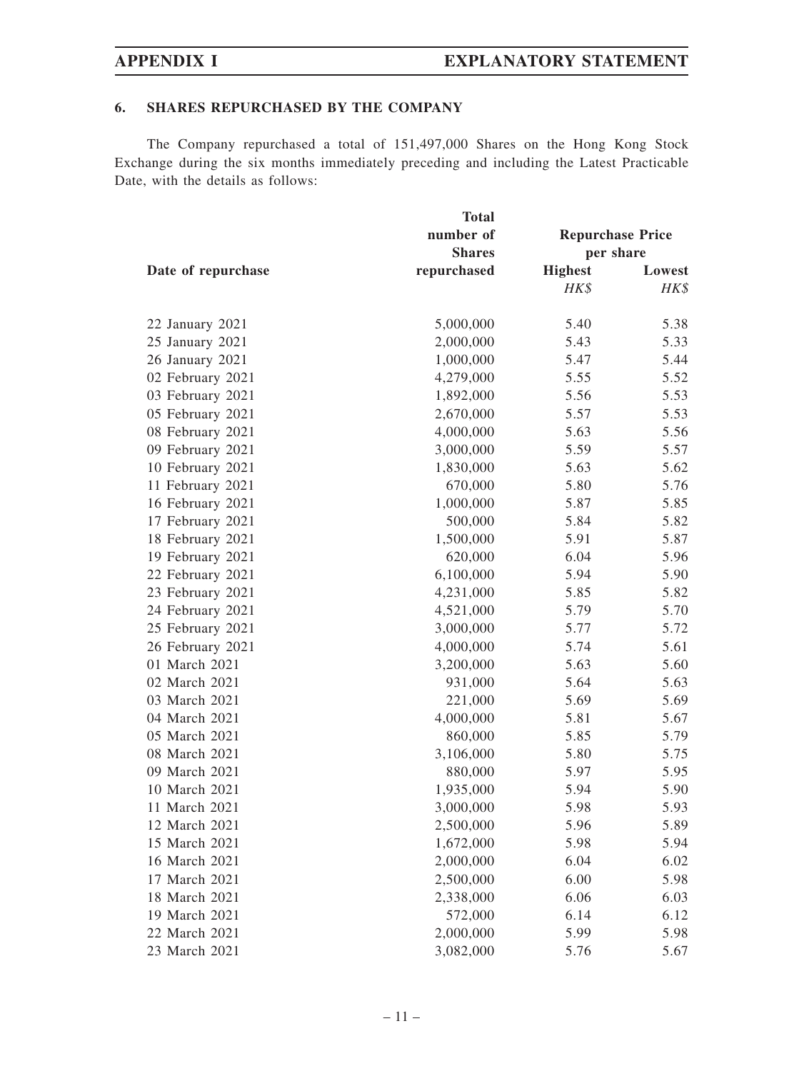## 6. SHARES REPURCHASED BY THE COMPANY

The Company repurchased a total of 151,497,000 Shares on the Hong Kong Stock Exchange during the six months immediately preceding and including the Latest Practicable Date, with the details as follows:

| Date of repurchase | Total number of Shares repurchased | Repurchase Price per share | |
|---|---|---|---|
| | | **Highest** | **Lowest** |
| | | *HK$* | *HK$* |
| 22 January 2021 | 5,000,000 | 5.40 | 5.38 |
| 25 January 2021 | 2,000,000 | 5.43 | 5.33 |
| 26 January 2021 | 1,000,000 | 5.47 | 5.44 |
| 02 February 2021 | 4,279,000 | 5.55 | 5.52 |
| 03 February 2021 | 1,892,000 | 5.56 | 5.53 |
| 05 February 2021 | 2,670,000 | 5.57 | 5.53 |
| 08 February 2021 | 4,000,000 | 5.63 | 5.56 |
| 09 February 2021 | 3,000,000 | 5.59 | 5.57 |
| 10 February 2021 | 1,830,000 | 5.63 | 5.62 |
| 11 February 2021 | 670,000 | 5.80 | 5.76 |
| 16 February 2021 | 1,000,000 | 5.87 | 5.85 |
| 17 February 2021 | 500,000 | 5.84 | 5.82 |
| 18 February 2021 | 1,500,000 | 5.91 | 5.87 |
| 19 February 2021 | 620,000 | 6.04 | 5.96 |
| 22 February 2021 | 6,100,000 | 5.94 | 5.90 |
| 23 February 2021 | 4,231,000 | 5.85 | 5.82 |
| 24 February 2021 | 4,521,000 | 5.79 | 5.70 |
| 25 February 2021 | 3,000,000 | 5.77 | 5.72 |
| 26 February 2021 | 4,000,000 | 5.74 | 5.61 |
| 01 March 2021 | 3,200,000 | 5.63 | 5.60 |
| 02 March 2021 | 931,000 | 5.64 | 5.63 |
| 03 March 2021 | 221,000 | 5.69 | 5.69 |
| 04 March 2021 | 4,000,000 | 5.81 | 5.67 |
| 05 March 2021 | 860,000 | 5.85 | 5.79 |
| 08 March 2021 | 3,106,000 | 5.80 | 5.75 |
| 09 March 2021 | 880,000 | 5.97 | 5.95 |
| 10 March 2021 | 1,935,000 | 5.94 | 5.90 |
| 11 March 2021 | 3,000,000 | 5.98 | 5.93 |
| 12 March 2021 | 2,500,000 | 5.96 | 5.89 |
| 15 March 2021 | 1,672,000 | 5.98 | 5.94 |
| 16 March 2021 | 2,000,000 | 6.04 | 6.02 |
| 17 March 2021 | 2,500,000 | 6.00 | 5.98 |
| 18 March 2021 | 2,338,000 | 6.06 | 6.03 |
| 19 March 2021 | 572,000 | 6.14 | 6.12 |
| 22 March 2021 | 2,000,000 | 5.99 | 5.98 |
| 23 March 2021 | 3,082,000 | 5.76 | 5.67 |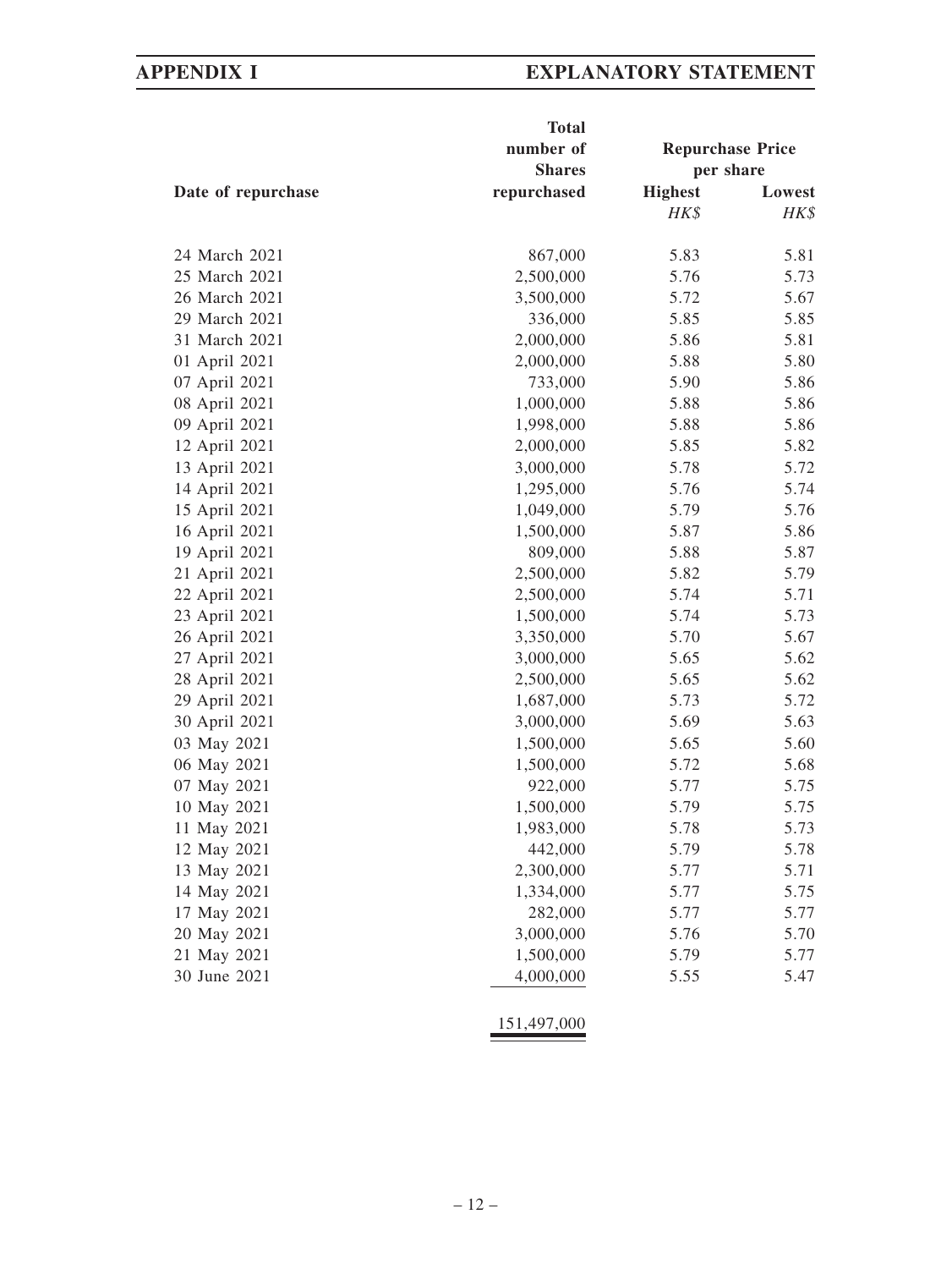| Date of repurchase | Total number of Shares repurchased | Repurchase Price per share | |
|---|---|---|---|
| | | Highest | Lowest |
| | | *HK$* | *HK$* |
| 24 March 2021 | 867,000 | 5.83 | 5.81 |
| 25 March 2021 | 2,500,000 | 5.76 | 5.73 |
| 26 March 2021 | 3,500,000 | 5.72 | 5.67 |
| 29 March 2021 | 336,000 | 5.85 | 5.85 |
| 31 March 2021 | 2,000,000 | 5.86 | 5.81 |
| 01 April 2021 | 2,000,000 | 5.88 | 5.80 |
| 07 April 2021 | 733,000 | 5.90 | 5.86 |
| 08 April 2021 | 1,000,000 | 5.88 | 5.86 |
| 09 April 2021 | 1,998,000 | 5.88 | 5.86 |
| 12 April 2021 | 2,000,000 | 5.85 | 5.82 |
| 13 April 2021 | 3,000,000 | 5.78 | 5.72 |
| 14 April 2021 | 1,295,000 | 5.76 | 5.74 |
| 15 April 2021 | 1,049,000 | 5.79 | 5.76 |
| 16 April 2021 | 1,500,000 | 5.87 | 5.86 |
| 19 April 2021 | 809,000 | 5.88 | 5.87 |
| 21 April 2021 | 2,500,000 | 5.82 | 5.79 |
| 22 April 2021 | 2,500,000 | 5.74 | 5.71 |
| 23 April 2021 | 1,500,000 | 5.74 | 5.73 |
| 26 April 2021 | 3,350,000 | 5.70 | 5.67 |
| 27 April 2021 | 3,000,000 | 5.65 | 5.62 |
| 28 April 2021 | 2,500,000 | 5.65 | 5.62 |
| 29 April 2021 | 1,687,000 | 5.73 | 5.72 |
| 30 April 2021 | 3,000,000 | 5.69 | 5.63 |
| 03 May 2021 | 1,500,000 | 5.65 | 5.60 |
| 06 May 2021 | 1,500,000 | 5.72 | 5.68 |
| 07 May 2021 | 922,000 | 5.77 | 5.75 |
| 10 May 2021 | 1,500,000 | 5.79 | 5.75 |
| 11 May 2021 | 1,983,000 | 5.78 | 5.73 |
| 12 May 2021 | 442,000 | 5.79 | 5.78 |
| 13 May 2021 | 2,300,000 | 5.77 | 5.71 |
| 14 May 2021 | 1,334,000 | 5.77 | 5.75 |
| 17 May 2021 | 282,000 | 5.77 | 5.77 |
| 20 May 2021 | 3,000,000 | 5.76 | 5.70 |
| 21 May 2021 | 1,500,000 | 5.79 | 5.77 |
| 30 June 2021 | 4,000,000 | 5.55 | 5.47 |
| | 151,497,000 | | |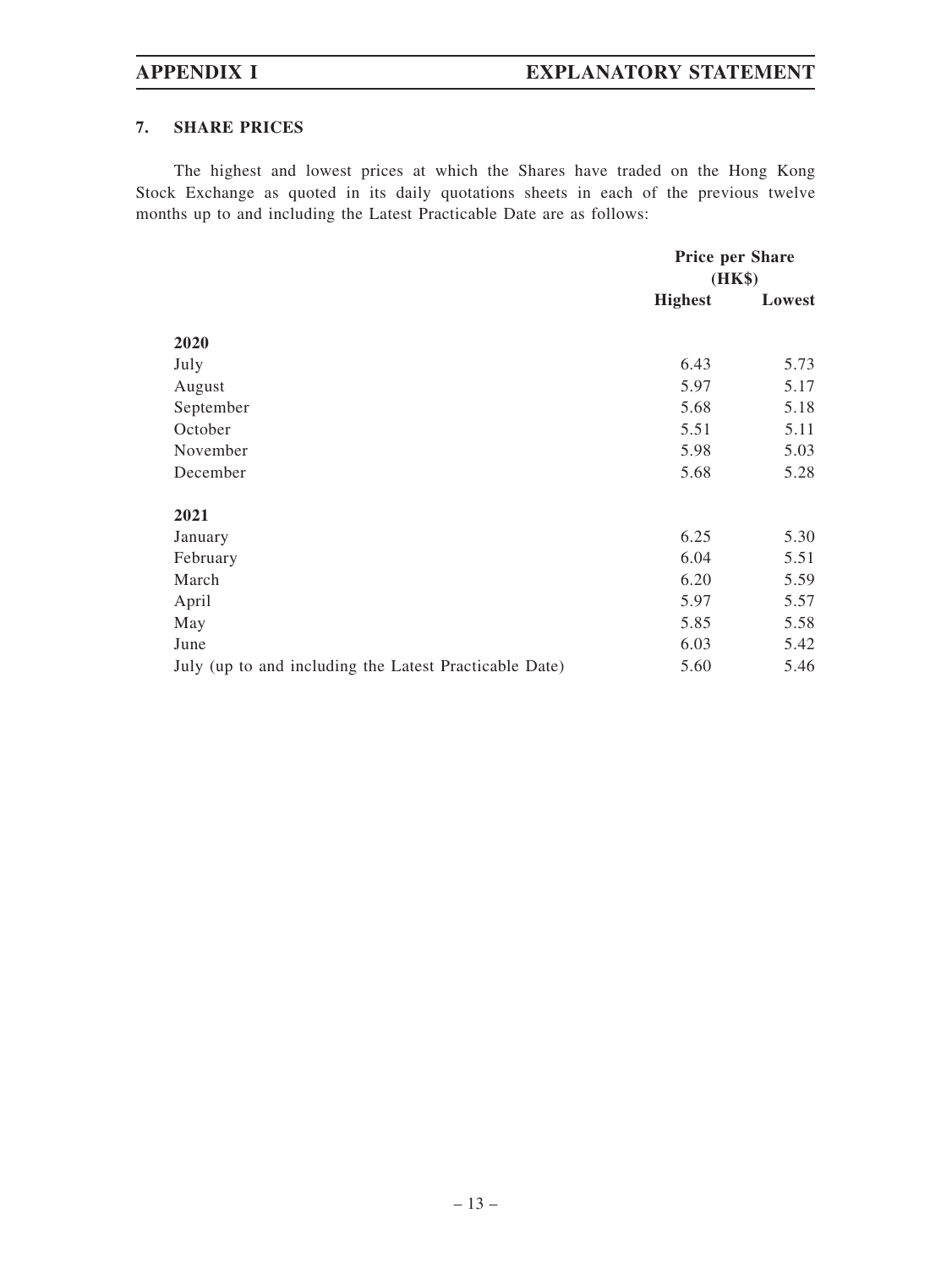## 7. SHARE PRICES

The highest and lowest prices at which the Shares have traded on the Hong Kong Stock Exchange as quoted in its daily quotations sheets in each of the previous twelve months up to and including the Latest Practicable Date are as follows:

| | Price per Share (HK$) | |
|---|---|---|
| | **Highest** | **Lowest** |
| **2020** | | |
| July | 6.43 | 5.73 |
| August | 5.97 | 5.17 |
| September | 5.68 | 5.18 |
| October | 5.51 | 5.11 |
| November | 5.98 | 5.03 |
| December | 5.68 | 5.28 |
| **2021** | | |
| January | 6.25 | 5.30 |
| February | 6.04 | 5.51 |
| March | 6.20 | 5.59 |
| April | 5.97 | 5.57 |
| May | 5.85 | 5.58 |
| June | 6.03 | 5.42 |
| July (up to and including the Latest Practicable Date) | 5.60 | 5.46 |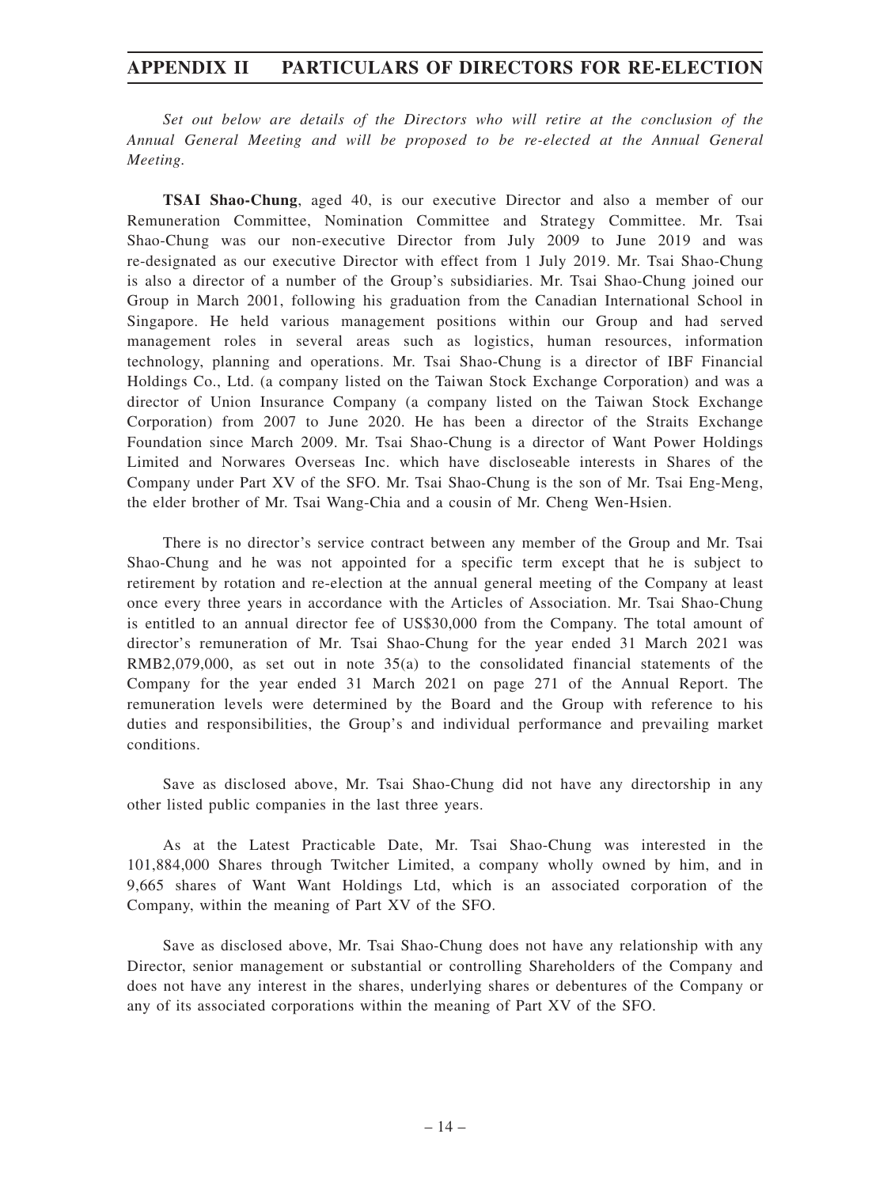# APPENDIX II PARTICULARS OF DIRECTORS FOR RE-ELECTION

*Set out below are details of the Directors who will retire at the conclusion of the Annual General Meeting and will be proposed to be re-elected at the Annual General Meeting.*

**TSAI Shao-Chung**, aged 40, is our executive Director and also a member of our Remuneration Committee, Nomination Committee and Strategy Committee. Mr. Tsai Shao-Chung was our non-executive Director from July 2009 to June 2019 and was re-designated as our executive Director with effect from 1 July 2019. Mr. Tsai Shao-Chung is also a director of a number of the Group's subsidiaries. Mr. Tsai Shao-Chung joined our Group in March 2001, following his graduation from the Canadian International School in Singapore. He held various management positions within our Group and had served management roles in several areas such as logistics, human resources, information technology, planning and operations. Mr. Tsai Shao-Chung is a director of IBF Financial Holdings Co., Ltd. (a company listed on the Taiwan Stock Exchange Corporation) and was a director of Union Insurance Company (a company listed on the Taiwan Stock Exchange Corporation) from 2007 to June 2020. He has been a director of the Straits Exchange Foundation since March 2009. Mr. Tsai Shao-Chung is a director of Want Power Holdings Limited and Norwares Overseas Inc. which have discloseable interests in Shares of the Company under Part XV of the SFO. Mr. Tsai Shao-Chung is the son of Mr. Tsai Eng-Meng, the elder brother of Mr. Tsai Wang-Chia and a cousin of Mr. Cheng Wen-Hsien.

There is no director's service contract between any member of the Group and Mr. Tsai Shao-Chung and he was not appointed for a specific term except that he is subject to retirement by rotation and re-election at the annual general meeting of the Company at least once every three years in accordance with the Articles of Association. Mr. Tsai Shao-Chung is entitled to an annual director fee of US$30,000 from the Company. The total amount of director's remuneration of Mr. Tsai Shao-Chung for the year ended 31 March 2021 was RMB2,079,000, as set out in note 35(a) to the consolidated financial statements of the Company for the year ended 31 March 2021 on page 271 of the Annual Report. The remuneration levels were determined by the Board and the Group with reference to his duties and responsibilities, the Group's and individual performance and prevailing market conditions.

Save as disclosed above, Mr. Tsai Shao-Chung did not have any directorship in any other listed public companies in the last three years.

As at the Latest Practicable Date, Mr. Tsai Shao-Chung was interested in the 101,884,000 Shares through Twitcher Limited, a company wholly owned by him, and in 9,665 shares of Want Want Holdings Ltd, which is an associated corporation of the Company, within the meaning of Part XV of the SFO.

Save as disclosed above, Mr. Tsai Shao-Chung does not have any relationship with any Director, senior management or substantial or controlling Shareholders of the Company and does not have any interest in the shares, underlying shares or debentures of the Company or any of its associated corporations within the meaning of Part XV of the SFO.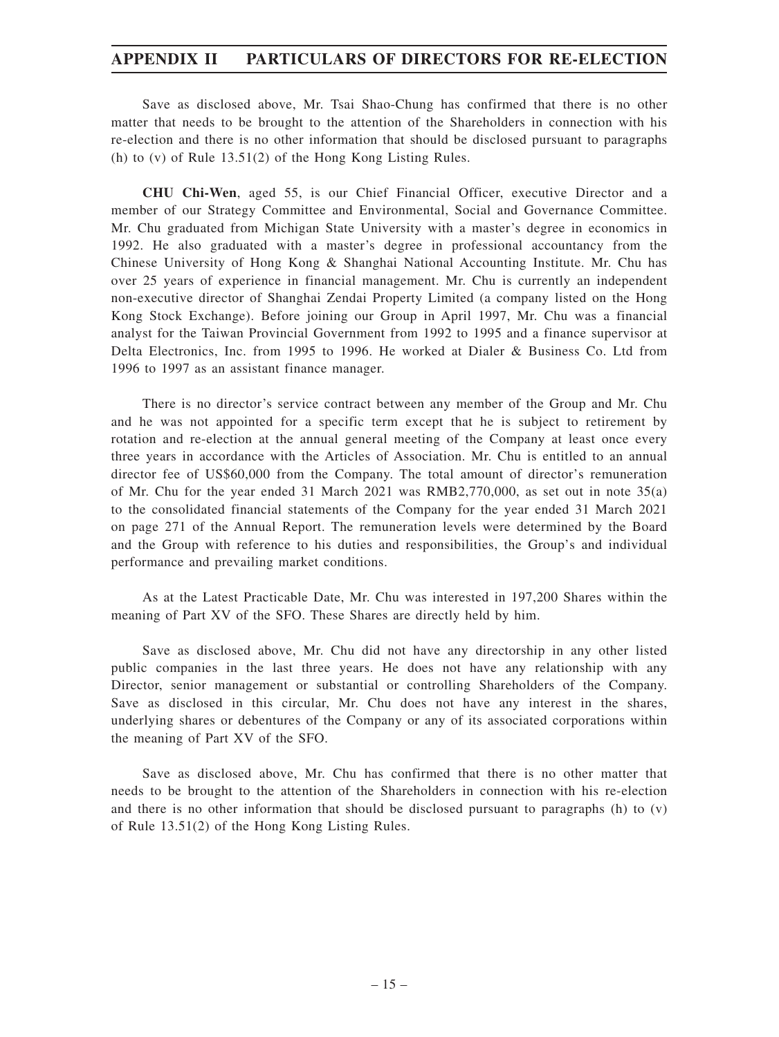Save as disclosed above, Mr. Tsai Shao-Chung has confirmed that there is no other matter that needs to be brought to the attention of the Shareholders in connection with his re-election and there is no other information that should be disclosed pursuant to paragraphs (h) to (v) of Rule 13.51(2) of the Hong Kong Listing Rules.

**CHU Chi-Wen**, aged 55, is our Chief Financial Officer, executive Director and a member of our Strategy Committee and Environmental, Social and Governance Committee. Mr. Chu graduated from Michigan State University with a master's degree in economics in 1992. He also graduated with a master's degree in professional accountancy from the Chinese University of Hong Kong & Shanghai National Accounting Institute. Mr. Chu has over 25 years of experience in financial management. Mr. Chu is currently an independent non-executive director of Shanghai Zendai Property Limited (a company listed on the Hong Kong Stock Exchange). Before joining our Group in April 1997, Mr. Chu was a financial analyst for the Taiwan Provincial Government from 1992 to 1995 and a finance supervisor at Delta Electronics, Inc. from 1995 to 1996. He worked at Dialer & Business Co. Ltd from 1996 to 1997 as an assistant finance manager.

There is no director's service contract between any member of the Group and Mr. Chu and he was not appointed for a specific term except that he is subject to retirement by rotation and re-election at the annual general meeting of the Company at least once every three years in accordance with the Articles of Association. Mr. Chu is entitled to an annual director fee of US$60,000 from the Company. The total amount of director's remuneration of Mr. Chu for the year ended 31 March 2021 was RMB2,770,000, as set out in note 35(a) to the consolidated financial statements of the Company for the year ended 31 March 2021 on page 271 of the Annual Report. The remuneration levels were determined by the Board and the Group with reference to his duties and responsibilities, the Group's and individual performance and prevailing market conditions.

As at the Latest Practicable Date, Mr. Chu was interested in 197,200 Shares within the meaning of Part XV of the SFO. These Shares are directly held by him.

Save as disclosed above, Mr. Chu did not have any directorship in any other listed public companies in the last three years. He does not have any relationship with any Director, senior management or substantial or controlling Shareholders of the Company. Save as disclosed in this circular, Mr. Chu does not have any interest in the shares, underlying shares or debentures of the Company or any of its associated corporations within the meaning of Part XV of the SFO.

Save as disclosed above, Mr. Chu has confirmed that there is no other matter that needs to be brought to the attention of the Shareholders in connection with his re-election and there is no other information that should be disclosed pursuant to paragraphs (h) to (v) of Rule 13.51(2) of the Hong Kong Listing Rules.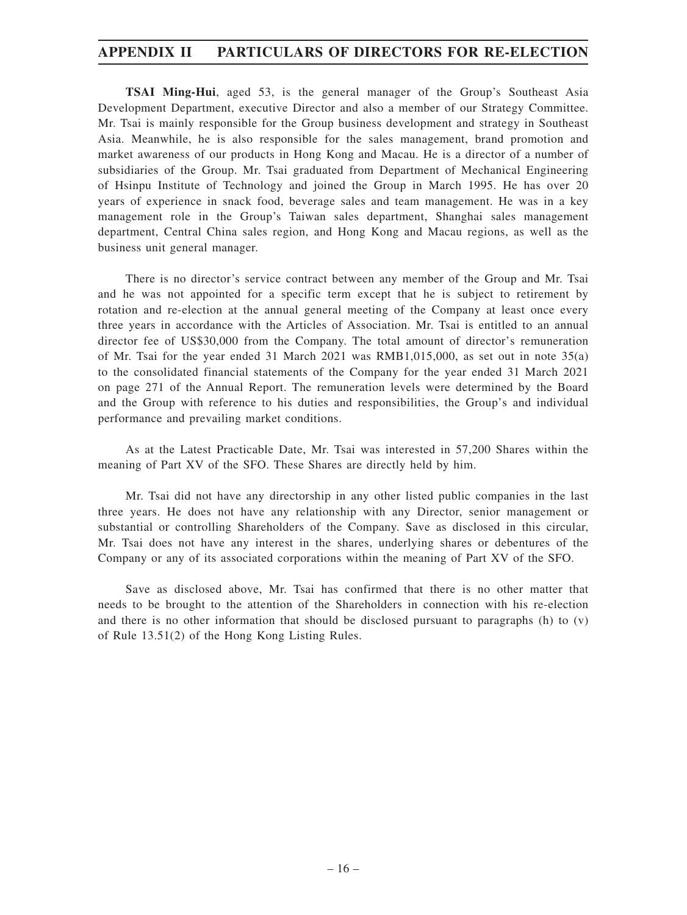**TSAI Ming-Hui**, aged 53, is the general manager of the Group's Southeast Asia Development Department, executive Director and also a member of our Strategy Committee. Mr. Tsai is mainly responsible for the Group business development and strategy in Southeast Asia. Meanwhile, he is also responsible for the sales management, brand promotion and market awareness of our products in Hong Kong and Macau. He is a director of a number of subsidiaries of the Group. Mr. Tsai graduated from Department of Mechanical Engineering of Hsinpu Institute of Technology and joined the Group in March 1995. He has over 20 years of experience in snack food, beverage sales and team management. He was in a key management role in the Group's Taiwan sales department, Shanghai sales management department, Central China sales region, and Hong Kong and Macau regions, as well as the business unit general manager.

There is no director's service contract between any member of the Group and Mr. Tsai and he was not appointed for a specific term except that he is subject to retirement by rotation and re-election at the annual general meeting of the Company at least once every three years in accordance with the Articles of Association. Mr. Tsai is entitled to an annual director fee of US$30,000 from the Company. The total amount of director's remuneration of Mr. Tsai for the year ended 31 March 2021 was RMB1,015,000, as set out in note 35(a) to the consolidated financial statements of the Company for the year ended 31 March 2021 on page 271 of the Annual Report. The remuneration levels were determined by the Board and the Group with reference to his duties and responsibilities, the Group's and individual performance and prevailing market conditions.

As at the Latest Practicable Date, Mr. Tsai was interested in 57,200 Shares within the meaning of Part XV of the SFO. These Shares are directly held by him.

Mr. Tsai did not have any directorship in any other listed public companies in the last three years. He does not have any relationship with any Director, senior management or substantial or controlling Shareholders of the Company. Save as disclosed in this circular, Mr. Tsai does not have any interest in the shares, underlying shares or debentures of the Company or any of its associated corporations within the meaning of Part XV of the SFO.

Save as disclosed above, Mr. Tsai has confirmed that there is no other matter that needs to be brought to the attention of the Shareholders in connection with his re-election and there is no other information that should be disclosed pursuant to paragraphs (h) to (v) of Rule 13.51(2) of the Hong Kong Listing Rules.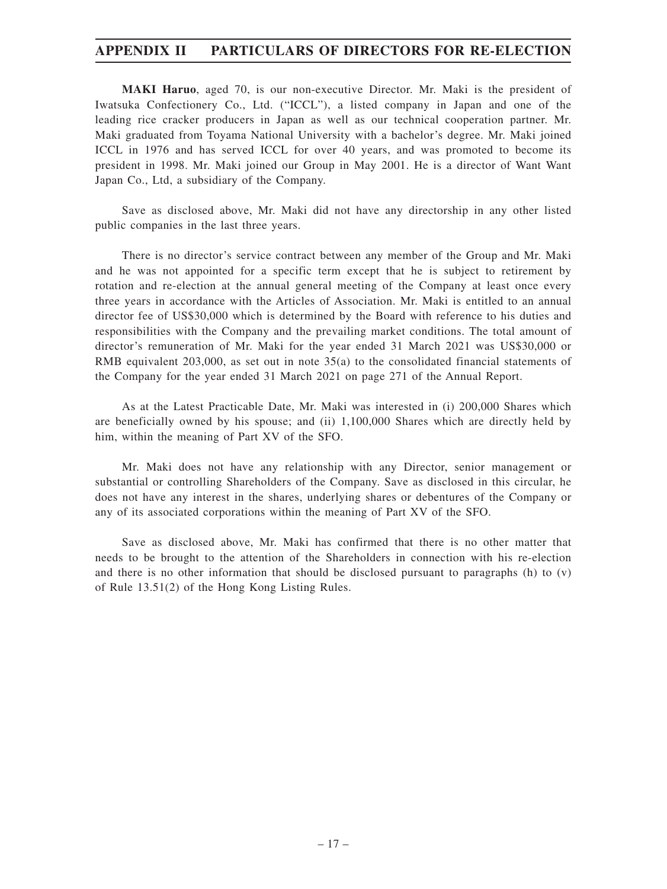**MAKI Haruo**, aged 70, is our non-executive Director. Mr. Maki is the president of Iwatsuka Confectionery Co., Ltd. ("ICCL"), a listed company in Japan and one of the leading rice cracker producers in Japan as well as our technical cooperation partner. Mr. Maki graduated from Toyama National University with a bachelor's degree. Mr. Maki joined ICCL in 1976 and has served ICCL for over 40 years, and was promoted to become its president in 1998. Mr. Maki joined our Group in May 2001. He is a director of Want Want Japan Co., Ltd, a subsidiary of the Company.

Save as disclosed above, Mr. Maki did not have any directorship in any other listed public companies in the last three years.

There is no director's service contract between any member of the Group and Mr. Maki and he was not appointed for a specific term except that he is subject to retirement by rotation and re-election at the annual general meeting of the Company at least once every three years in accordance with the Articles of Association. Mr. Maki is entitled to an annual director fee of US$30,000 which is determined by the Board with reference to his duties and responsibilities with the Company and the prevailing market conditions. The total amount of director's remuneration of Mr. Maki for the year ended 31 March 2021 was US$30,000 or RMB equivalent 203,000, as set out in note 35(a) to the consolidated financial statements of the Company for the year ended 31 March 2021 on page 271 of the Annual Report.

As at the Latest Practicable Date, Mr. Maki was interested in (i) 200,000 Shares which are beneficially owned by his spouse; and (ii) 1,100,000 Shares which are directly held by him, within the meaning of Part XV of the SFO.

Mr. Maki does not have any relationship with any Director, senior management or substantial or controlling Shareholders of the Company. Save as disclosed in this circular, he does not have any interest in the shares, underlying shares or debentures of the Company or any of its associated corporations within the meaning of Part XV of the SFO.

Save as disclosed above, Mr. Maki has confirmed that there is no other matter that needs to be brought to the attention of the Shareholders in connection with his re-election and there is no other information that should be disclosed pursuant to paragraphs (h) to (v) of Rule 13.51(2) of the Hong Kong Listing Rules.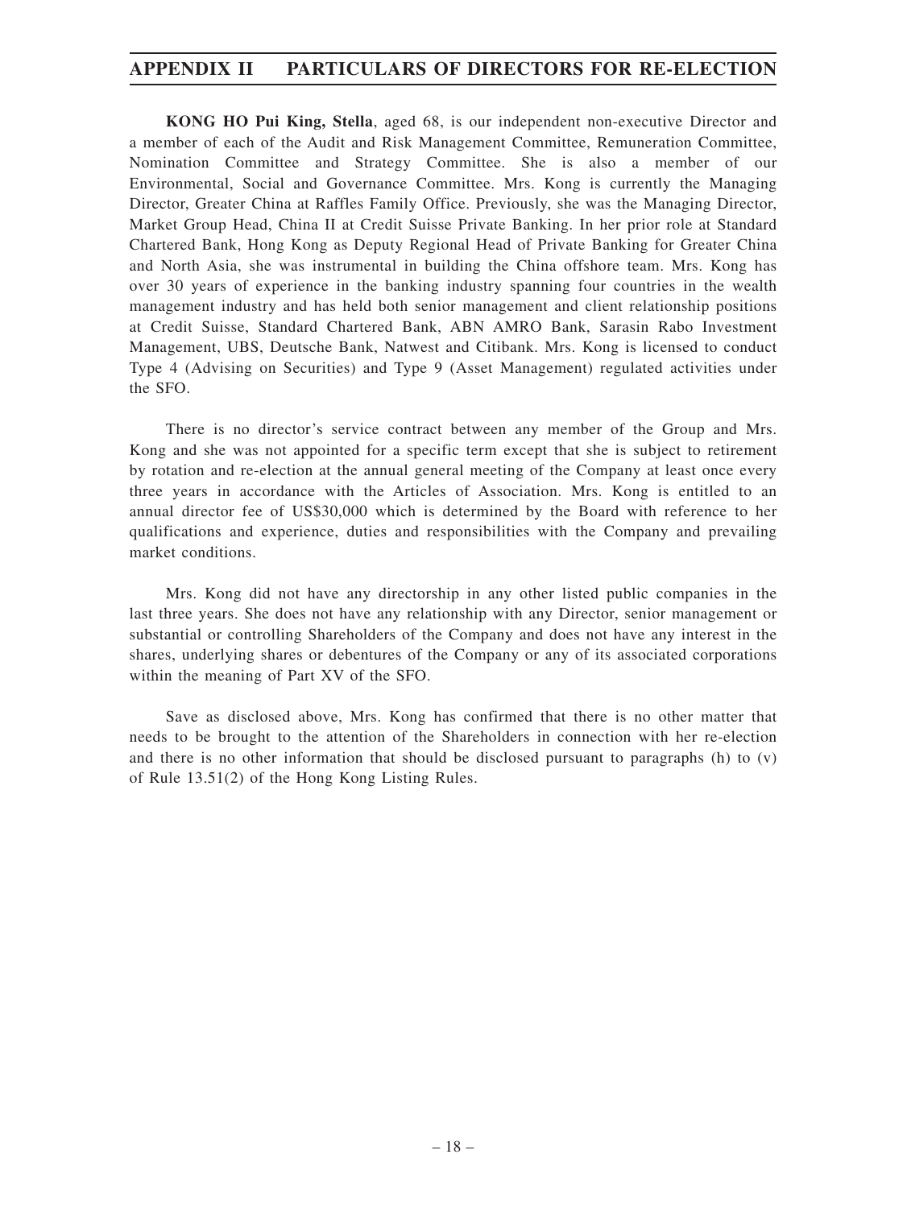**KONG HO Pui King, Stella**, aged 68, is our independent non-executive Director and a member of each of the Audit and Risk Management Committee, Remuneration Committee, Nomination Committee and Strategy Committee. She is also a member of our Environmental, Social and Governance Committee. Mrs. Kong is currently the Managing Director, Greater China at Raffles Family Office. Previously, she was the Managing Director, Market Group Head, China II at Credit Suisse Private Banking. In her prior role at Standard Chartered Bank, Hong Kong as Deputy Regional Head of Private Banking for Greater China and North Asia, she was instrumental in building the China offshore team. Mrs. Kong has over 30 years of experience in the banking industry spanning four countries in the wealth management industry and has held both senior management and client relationship positions at Credit Suisse, Standard Chartered Bank, ABN AMRO Bank, Sarasin Rabo Investment Management, UBS, Deutsche Bank, Natwest and Citibank. Mrs. Kong is licensed to conduct Type 4 (Advising on Securities) and Type 9 (Asset Management) regulated activities under the SFO.

There is no director's service contract between any member of the Group and Mrs. Kong and she was not appointed for a specific term except that she is subject to retirement by rotation and re-election at the annual general meeting of the Company at least once every three years in accordance with the Articles of Association. Mrs. Kong is entitled to an annual director fee of US$30,000 which is determined by the Board with reference to her qualifications and experience, duties and responsibilities with the Company and prevailing market conditions.

Mrs. Kong did not have any directorship in any other listed public companies in the last three years. She does not have any relationship with any Director, senior management or substantial or controlling Shareholders of the Company and does not have any interest in the shares, underlying shares or debentures of the Company or any of its associated corporations within the meaning of Part XV of the SFO.

Save as disclosed above, Mrs. Kong has confirmed that there is no other matter that needs to be brought to the attention of the Shareholders in connection with her re-election and there is no other information that should be disclosed pursuant to paragraphs (h) to (v) of Rule 13.51(2) of the Hong Kong Listing Rules.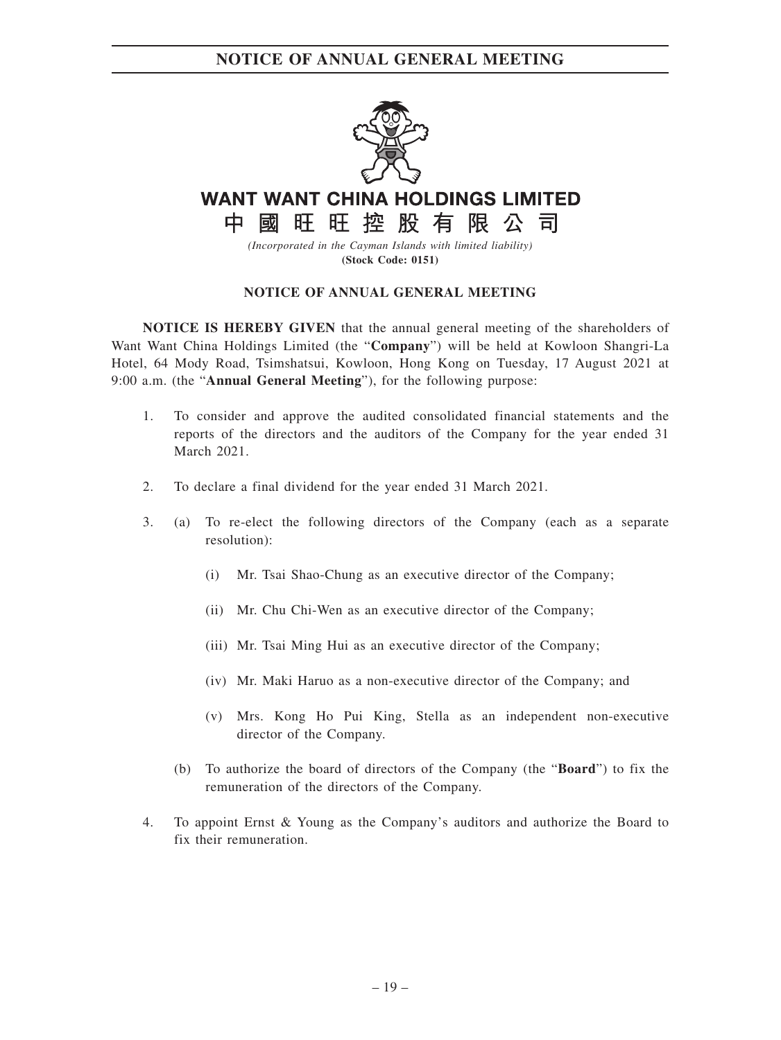# NOTICE OF ANNUAL GENERAL MEETING

**WANT WANT CHINA HOLDINGS LIMITED**

**中國旺旺控股有限公司**

*(Incorporated in the Cayman Islands with limited liability)*

**(Stock Code: 0151)**

## NOTICE OF ANNUAL GENERAL MEETING

**NOTICE IS HEREBY GIVEN** that the annual general meeting of the shareholders of Want Want China Holdings Limited (the "**Company**") will be held at Kowloon Shangri-La Hotel, 64 Mody Road, Tsimshatsui, Kowloon, Hong Kong on Tuesday, 17 August 2021 at 9:00 a.m. (the "**Annual General Meeting**"), for the following purpose:

1. To consider and approve the audited consolidated financial statements and the reports of the directors and the auditors of the Company for the year ended 31 March 2021.

2. To declare a final dividend for the year ended 31 March 2021.

3. (a) To re-elect the following directors of the Company (each as a separate resolution):

   (i) Mr. Tsai Shao-Chung as an executive director of the Company;

   (ii) Mr. Chu Chi-Wen as an executive director of the Company;

   (iii) Mr. Tsai Ming Hui as an executive director of the Company;

   (iv) Mr. Maki Haruo as a non-executive director of the Company; and

   (v) Mrs. Kong Ho Pui King, Stella as an independent non-executive director of the Company.

   (b) To authorize the board of directors of the Company (the "**Board**") to fix the remuneration of the directors of the Company.

4. To appoint Ernst & Young as the Company's auditors and authorize the Board to fix their remuneration.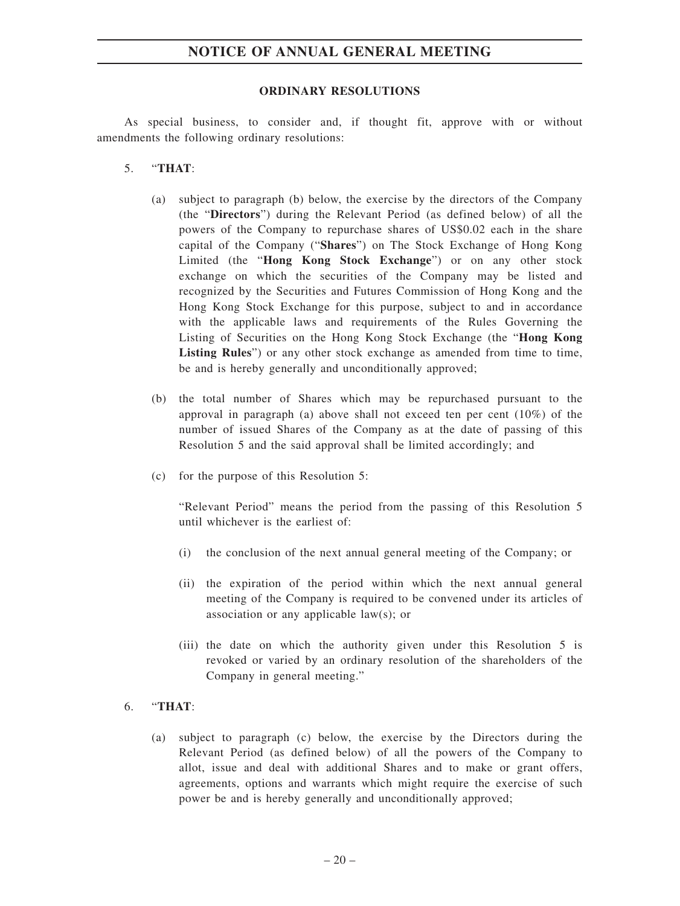## ORDINARY RESOLUTIONS

As special business, to consider and, if thought fit, approve with or without amendments the following ordinary resolutions:

5. "**THAT**:

   (a) subject to paragraph (b) below, the exercise by the directors of the Company (the "**Directors**") during the Relevant Period (as defined below) of all the powers of the Company to repurchase shares of US$0.02 each in the share capital of the Company ("**Shares**") on The Stock Exchange of Hong Kong Limited (the "**Hong Kong Stock Exchange**") or on any other stock exchange on which the securities of the Company may be listed and recognized by the Securities and Futures Commission of Hong Kong and the Hong Kong Stock Exchange for this purpose, subject to and in accordance with the applicable laws and requirements of the Rules Governing the Listing of Securities on the Hong Kong Stock Exchange (the "**Hong Kong Listing Rules**") or any other stock exchange as amended from time to time, be and is hereby generally and unconditionally approved;

   (b) the total number of Shares which may be repurchased pursuant to the approval in paragraph (a) above shall not exceed ten per cent (10%) of the number of issued Shares of the Company as at the date of passing of this Resolution 5 and the said approval shall be limited accordingly; and

   (c) for the purpose of this Resolution 5:

   "Relevant Period" means the period from the passing of this Resolution 5 until whichever is the earliest of:

   (i) the conclusion of the next annual general meeting of the Company; or

   (ii) the expiration of the period within which the next annual general meeting of the Company is required to be convened under its articles of association or any applicable law(s); or

   (iii) the date on which the authority given under this Resolution 5 is revoked or varied by an ordinary resolution of the shareholders of the Company in general meeting."

6. "**THAT**:

   (a) subject to paragraph (c) below, the exercise by the Directors during the Relevant Period (as defined below) of all the powers of the Company to allot, issue and deal with additional Shares and to make or grant offers, agreements, options and warrants which might require the exercise of such power be and is hereby generally and unconditionally approved;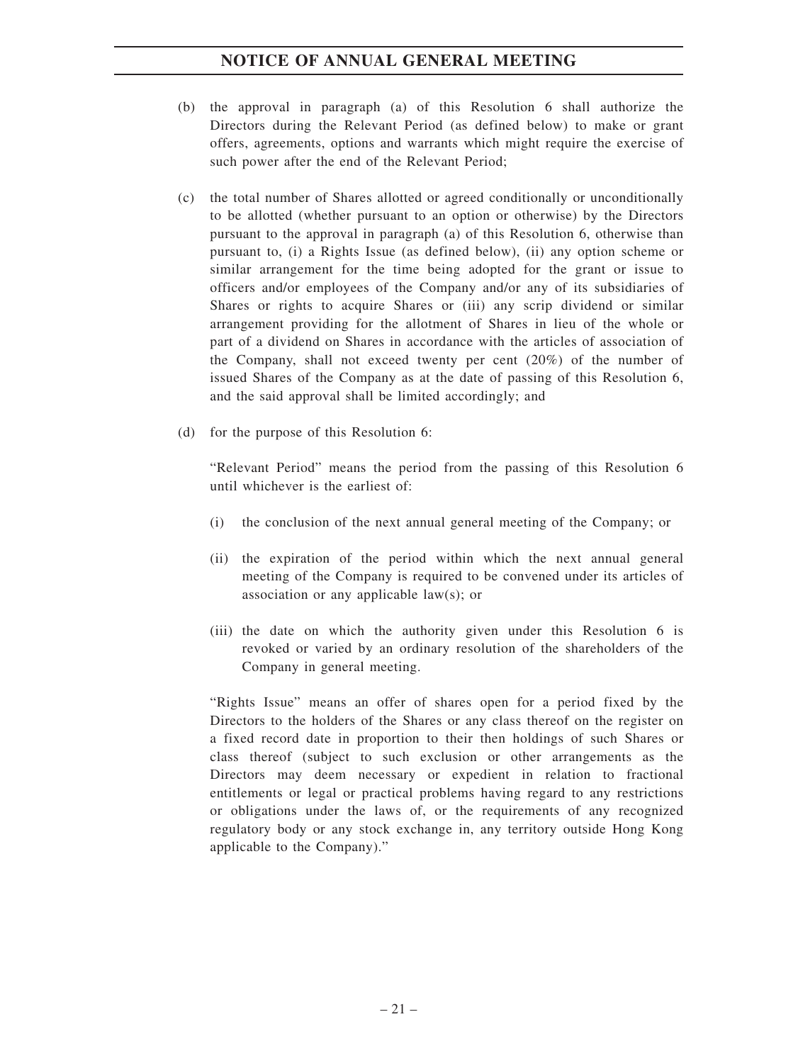(b) the approval in paragraph (a) of this Resolution 6 shall authorize the Directors during the Relevant Period (as defined below) to make or grant offers, agreements, options and warrants which might require the exercise of such power after the end of the Relevant Period;

(c) the total number of Shares allotted or agreed conditionally or unconditionally to be allotted (whether pursuant to an option or otherwise) by the Directors pursuant to the approval in paragraph (a) of this Resolution 6, otherwise than pursuant to, (i) a Rights Issue (as defined below), (ii) any option scheme or similar arrangement for the time being adopted for the grant or issue to officers and/or employees of the Company and/or any of its subsidiaries of Shares or rights to acquire Shares or (iii) any scrip dividend or similar arrangement providing for the allotment of Shares in lieu of the whole or part of a dividend on Shares in accordance with the articles of association of the Company, shall not exceed twenty per cent (20%) of the number of issued Shares of the Company as at the date of passing of this Resolution 6, and the said approval shall be limited accordingly; and

(d) for the purpose of this Resolution 6:

"Relevant Period" means the period from the passing of this Resolution 6 until whichever is the earliest of:

(i) the conclusion of the next annual general meeting of the Company; or

(ii) the expiration of the period within which the next annual general meeting of the Company is required to be convened under its articles of association or any applicable law(s); or

(iii) the date on which the authority given under this Resolution 6 is revoked or varied by an ordinary resolution of the shareholders of the Company in general meeting.

"Rights Issue" means an offer of shares open for a period fixed by the Directors to the holders of the Shares or any class thereof on the register on a fixed record date in proportion to their then holdings of such Shares or class thereof (subject to such exclusion or other arrangements as the Directors may deem necessary or expedient in relation to fractional entitlements or legal or practical problems having regard to any restrictions or obligations under the laws of, or the requirements of any recognized regulatory body or any stock exchange in, any territory outside Hong Kong applicable to the Company)."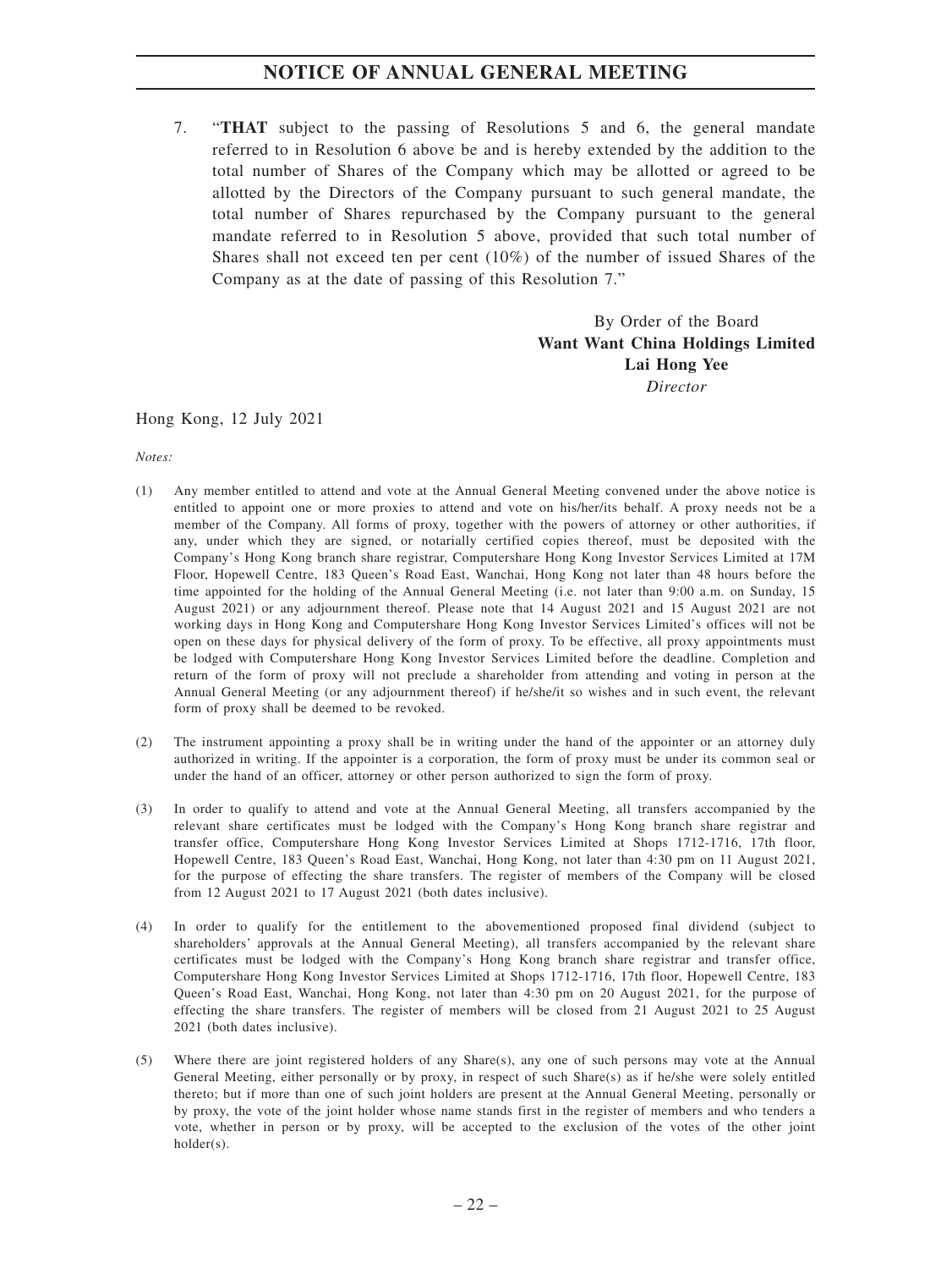7. "**THAT** subject to the passing of Resolutions 5 and 6, the general mandate referred to in Resolution 6 above be and is hereby extended by the addition to the total number of Shares of the Company which may be allotted or agreed to be allotted by the Directors of the Company pursuant to such general mandate, the total number of Shares repurchased by the Company pursuant to the general mandate referred to in Resolution 5 above, provided that such total number of Shares shall not exceed ten per cent (10%) of the number of issued Shares of the Company as at the date of passing of this Resolution 7."

By Order of the Board
**Want Want China Holdings Limited**
**Lai Hong Yee**
*Director*

Hong Kong, 12 July 2021

*Notes:*

(1) Any member entitled to attend and vote at the Annual General Meeting convened under the above notice is entitled to appoint one or more proxies to attend and vote on his/her/its behalf. A proxy needs not be a member of the Company. All forms of proxy, together with the powers of attorney or other authorities, if any, under which they are signed, or notarially certified copies thereof, must be deposited with the Company's Hong Kong branch share registrar, Computershare Hong Kong Investor Services Limited at 17M Floor, Hopewell Centre, 183 Queen's Road East, Wanchai, Hong Kong not later than 48 hours before the time appointed for the holding of the Annual General Meeting (i.e. not later than 9:00 a.m. on Sunday, 15 August 2021) or any adjournment thereof. Please note that 14 August 2021 and 15 August 2021 are not working days in Hong Kong and Computershare Hong Kong Investor Services Limited's offices will not be open on these days for physical delivery of the form of proxy. To be effective, all proxy appointments must be lodged with Computershare Hong Kong Investor Services Limited before the deadline. Completion and return of the form of proxy will not preclude a shareholder from attending and voting in person at the Annual General Meeting (or any adjournment thereof) if he/she/it so wishes and in such event, the relevant form of proxy shall be deemed to be revoked.

(2) The instrument appointing a proxy shall be in writing under the hand of the appointer or an attorney duly authorized in writing. If the appointer is a corporation, the form of proxy must be under its common seal or under the hand of an officer, attorney or other person authorized to sign the form of proxy.

(3) In order to qualify to attend and vote at the Annual General Meeting, all transfers accompanied by the relevant share certificates must be lodged with the Company's Hong Kong branch share registrar and transfer office, Computershare Hong Kong Investor Services Limited at Shops 1712-1716, 17th floor, Hopewell Centre, 183 Queen's Road East, Wanchai, Hong Kong, not later than 4:30 pm on 11 August 2021, for the purpose of effecting the share transfers. The register of members of the Company will be closed from 12 August 2021 to 17 August 2021 (both dates inclusive).

(4) In order to qualify for the entitlement to the abovementioned proposed final dividend (subject to shareholders' approvals at the Annual General Meeting), all transfers accompanied by the relevant share certificates must be lodged with the Company's Hong Kong branch share registrar and transfer office, Computershare Hong Kong Investor Services Limited at Shops 1712-1716, 17th floor, Hopewell Centre, 183 Queen's Road East, Wanchai, Hong Kong, not later than 4:30 pm on 20 August 2021, for the purpose of effecting the share transfers. The register of members will be closed from 21 August 2021 to 25 August 2021 (both dates inclusive).

(5) Where there are joint registered holders of any Share(s), any one of such persons may vote at the Annual General Meeting, either personally or by proxy, in respect of such Share(s) as if he/she were solely entitled thereto; but if more than one of such joint holders are present at the Annual General Meeting, personally or by proxy, the vote of the joint holder whose name stands first in the register of members and who tenders a vote, whether in person or by proxy, will be accepted to the exclusion of the votes of the other joint holder(s).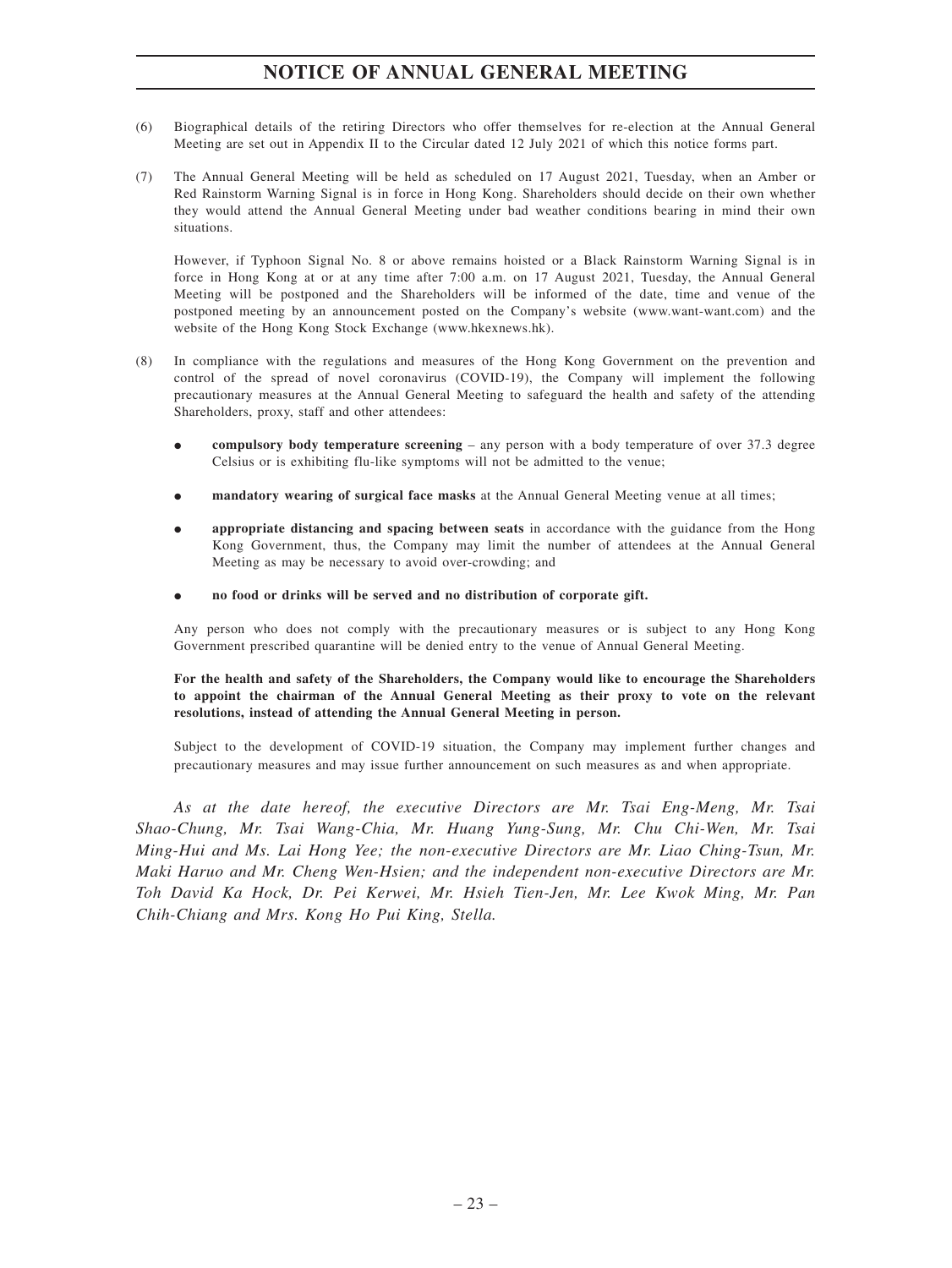# NOTICE OF ANNUAL GENERAL MEETING

(6) Biographical details of the retiring Directors who offer themselves for re-election at the Annual General Meeting are set out in Appendix II to the Circular dated 12 July 2021 of which this notice forms part.

(7) The Annual General Meeting will be held as scheduled on 17 August 2021, Tuesday, when an Amber or Red Rainstorm Warning Signal is in force in Hong Kong. Shareholders should decide on their own whether they would attend the Annual General Meeting under bad weather conditions bearing in mind their own situations.

However, if Typhoon Signal No. 8 or above remains hoisted or a Black Rainstorm Warning Signal is in force in Hong Kong at or at any time after 7:00 a.m. on 17 August 2021, Tuesday, the Annual General Meeting will be postponed and the Shareholders will be informed of the date, time and venue of the postponed meeting by an announcement posted on the Company's website (www.want-want.com) and the website of the Hong Kong Stock Exchange (www.hkexnews.hk).

(8) In compliance with the regulations and measures of the Hong Kong Government on the prevention and control of the spread of novel coronavirus (COVID-19), the Company will implement the following precautionary measures at the Annual General Meeting to safeguard the health and safety of the attending Shareholders, proxy, staff and other attendees:

- **compulsory body temperature screening** – any person with a body temperature of over 37.3 degree Celsius or is exhibiting flu-like symptoms will not be admitted to the venue;
- **mandatory wearing of surgical face masks** at the Annual General Meeting venue at all times;
- **appropriate distancing and spacing between seats** in accordance with the guidance from the Hong Kong Government, thus, the Company may limit the number of attendees at the Annual General Meeting as may be necessary to avoid over-crowding; and
- **no food or drinks will be served and no distribution of corporate gift.**

Any person who does not comply with the precautionary measures or is subject to any Hong Kong Government prescribed quarantine will be denied entry to the venue of Annual General Meeting.

**For the health and safety of the Shareholders, the Company would like to encourage the Shareholders to appoint the chairman of the Annual General Meeting as their proxy to vote on the relevant resolutions, instead of attending the Annual General Meeting in person.**

Subject to the development of COVID-19 situation, the Company may implement further changes and precautionary measures and may issue further announcement on such measures as and when appropriate.

*As at the date hereof, the executive Directors are Mr. Tsai Eng-Meng, Mr. Tsai Shao-Chung, Mr. Tsai Wang-Chia, Mr. Huang Yung-Sung, Mr. Chu Chi-Wen, Mr. Tsai Ming-Hui and Ms. Lai Hong Yee; the non-executive Directors are Mr. Liao Ching-Tsun, Mr. Maki Haruo and Mr. Cheng Wen-Hsien; and the independent non-executive Directors are Mr. Toh David Ka Hock, Dr. Pei Kerwei, Mr. Hsieh Tien-Jen, Mr. Lee Kwok Ming, Mr. Pan Chih-Chiang and Mrs. Kong Ho Pui King, Stella.*